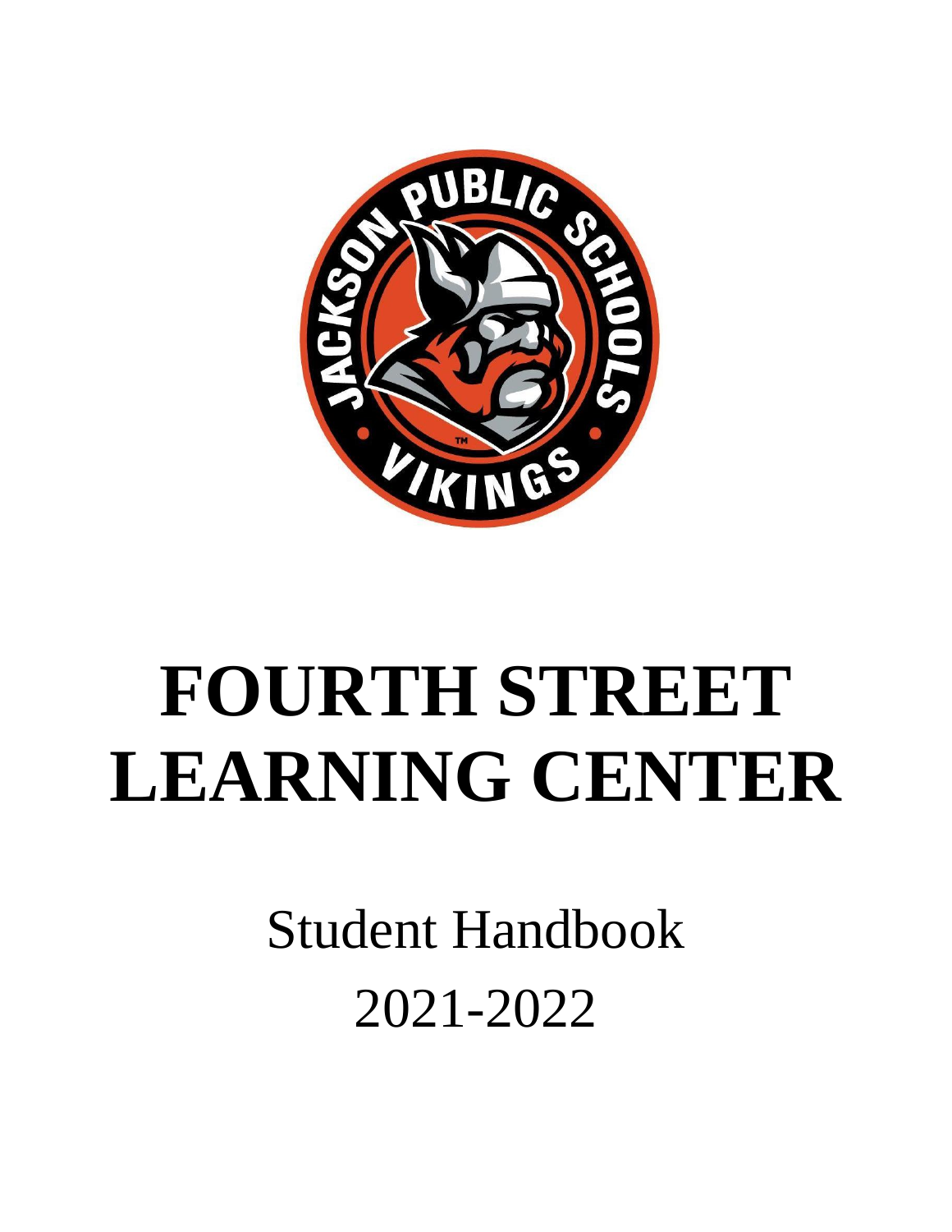# FOURTH STREET LEARNING CENTER

Student Handbook

2021-2022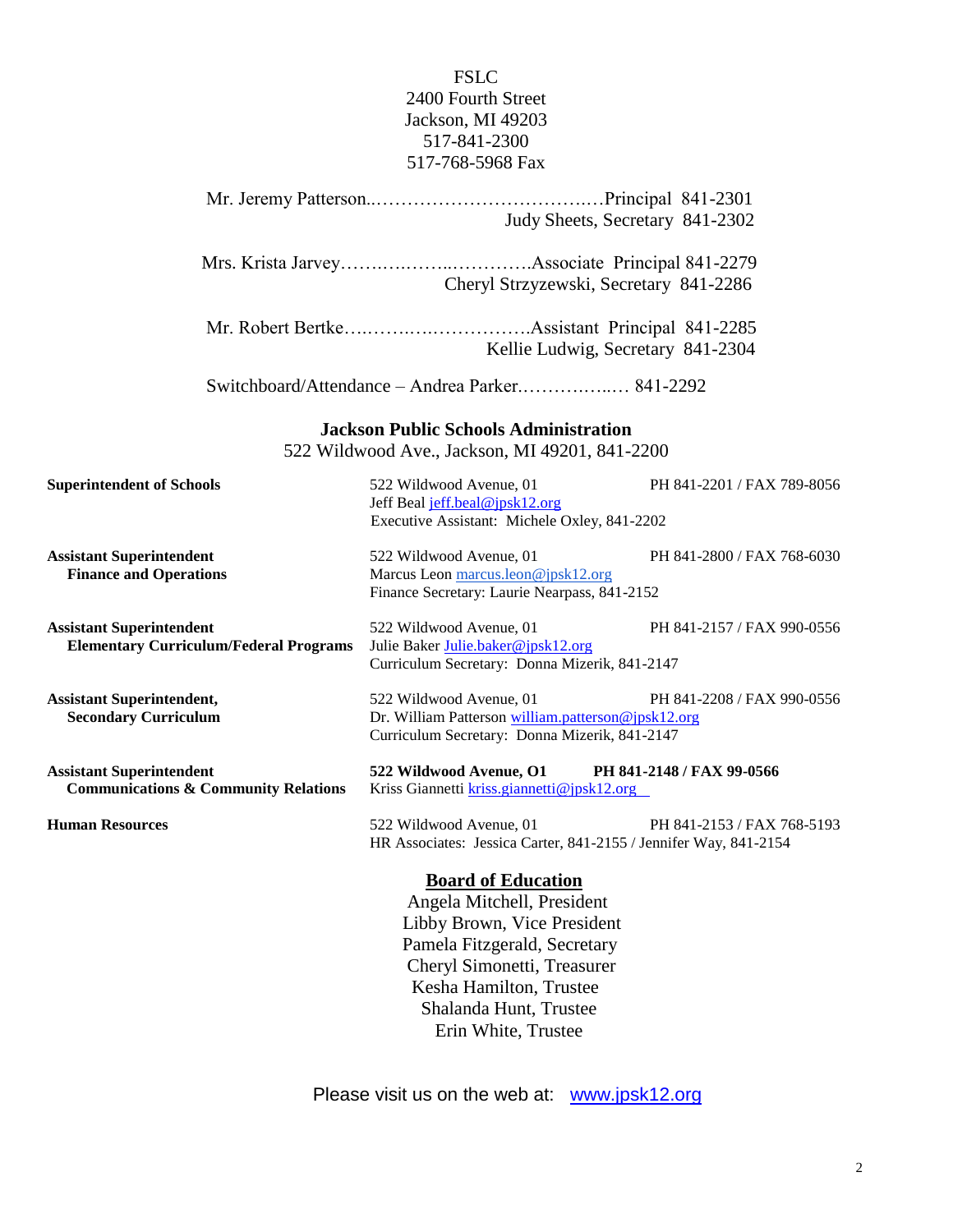FSLC
2400 Fourth Street
Jackson, MI 49203
517-841-2300
517-768-5968 Fax

Mr. Jeremy Patterson………………………………….Principal 841-2301
Judy Sheets, Secretary 841-2302

Mrs. Krista Jarvey…………………………….Associate Principal 841-2279
Cheryl Strzyzewski, Secretary 841-2286

Mr. Robert Bertke…………………………….Assistant Principal 841-2285
Kellie Ludwig, Secretary 841-2304

Switchboard/Attendance – Andrea Parker……………… 841-2292

## Jackson Public Schools Administration

522 Wildwood Ave., Jackson, MI 49201, 841-2200

**Superintendent of Schools**
522 Wildwood Avenue, 01 — PH 841-2201 / FAX 789-8056
Jeff Beal jeff.beal@jpsk12.org
Executive Assistant: Michele Oxley, 841-2202

**Assistant Superintendent**
**Finance and Operations**
522 Wildwood Avenue, 01 — PH 841-2800 / FAX 768-6030
Marcus Leon marcus.leon@jpsk12.org
Finance Secretary: Laurie Nearpass, 841-2152

**Assistant Superintendent**
**Elementary Curriculum/Federal Programs**
522 Wildwood Avenue, 01 — PH 841-2157 / FAX 990-0556
Julie Baker Julie.baker@jpsk12.org
Curriculum Secretary: Donna Mizerik, 841-2147

**Assistant Superintendent,**
**Secondary Curriculum**
522 Wildwood Avenue, 01 — PH 841-2208 / FAX 990-0556
Dr. William Patterson william.patterson@jpsk12.org
Curriculum Secretary: Donna Mizerik, 841-2147

**Assistant Superintendent**
**Communications & Community Relations**
**522 Wildwood Avenue, O1 — PH 841-2148 / FAX 99-0566**
Kriss Giannetti kriss.giannetti@jpsk12.org

**Human Resources**
522 Wildwood Avenue, 01 — PH 841-2153 / FAX 768-5193
HR Associates: Jessica Carter, 841-2155 / Jennifer Way, 841-2154

## Board of Education

Angela Mitchell, President
Libby Brown, Vice President
Pamela Fitzgerald, Secretary
Cheryl Simonetti, Treasurer
Kesha Hamilton, Trustee
Shalanda Hunt, Trustee
Erin White, Trustee

Please visit us on the web at: www.jpsk12.org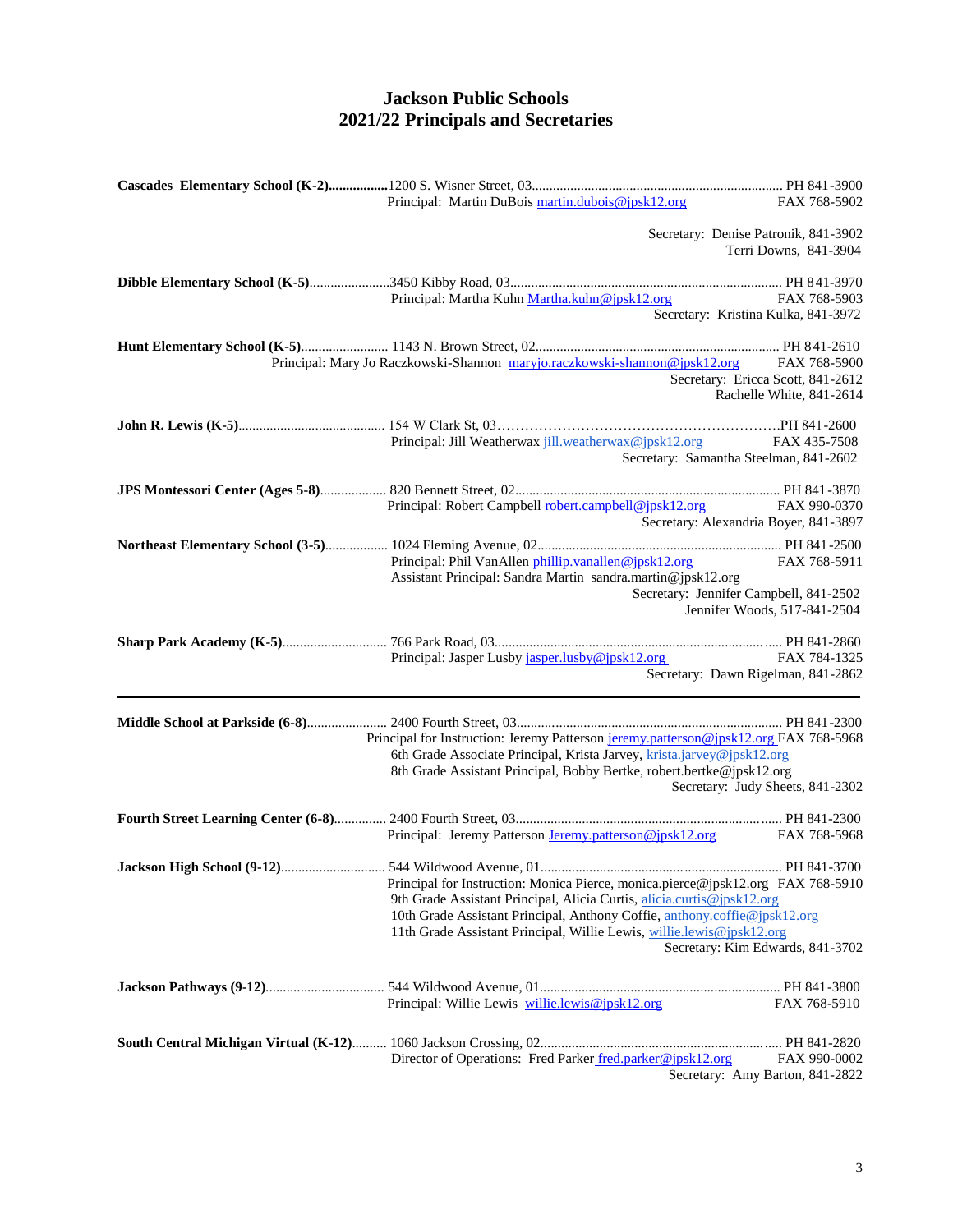# Jackson Public Schools
## 2021/22 Principals and Secretaries

---

**Cascades Elementary School (K-2)**................1200 S. Wisner Street, 03........................................................................ PH 841-3900
Principal: Martin DuBois martin.dubois@jpsk12.org FAX 768-5902

Secretary: Denise Patronik, 841-3902
Terri Downs, 841-3904

**Dibble Elementary School (K-5)**........................3450 Kibby Road, 03.............................................................................. PH 841-3970
Principal: Martha Kuhn Martha.kuhn@jpsk12.org FAX 768-5903
Secretary: Kristina Kulka, 841-3972

**Hunt Elementary School (K-5)**......................... 1143 N. Brown Street, 02..................................................................... PH 841-2610
Principal: Mary Jo Raczkowski-Shannon maryjo.raczkowski-shannon@jpsk12.org FAX 768-5900
Secretary: Ericca Scott, 841-2612
Rachelle White, 841-2614

**John R. Lewis (K-5)**.......................................... 154 W Clark St, 03……………………………………………………PH 841-2600
Principal: Jill Weatherwax jill.weatherwax@jpsk12.org FAX 435-7508
Secretary: Samantha Steelman, 841-2602

**JPS Montessori Center (Ages 5-8)**.................. 820 Bennett Street, 02........................................................................... PH 841-3870
Principal: Robert Campbell robert.campbell@jpsk12.org FAX 990-0370
Secretary: Alexandria Boyer, 841-3897

**Northeast Elementary School (3-5)**................. 1024 Fleming Avenue, 02..................................................................... PH 841-2500
Principal: Phil VanAllen phillip.vanallen@jpsk12.org FAX 768-5911
Assistant Principal: Sandra Martin sandra.martin@jpsk12.org
Secretary: Jennifer Campbell, 841-2502
Jennifer Woods, 517-841-2504

**Sharp Park Academy (K-5)**.............................. 766 Park Road, 03................................................................................ PH 841-2860
Principal: Jasper Lusby jasper.lusby@jpsk12.org FAX 784-1325
Secretary: Dawn Rigelman, 841-2862

---

**Middle School at Parkside (6-8)**....................... 2400 Fourth Street, 03............................................................................ PH 841-2300
Principal for Instruction: Jeremy Patterson jeremy.patterson@jpsk12.org FAX 768-5968
6th Grade Associate Principal, Krista Jarvey, krista.jarvey@jpsk12.org
8th Grade Assistant Principal, Bobby Bertke, robert.bertke@jpsk12.org
Secretary: Judy Sheets, 841-2302

**Fourth Street Learning Center (6-8)**............... 2400 Fourth Street, 03........................................................................... PH 841-2300
Principal: Jeremy Patterson Jeremy.patterson@jpsk12.org FAX 768-5968

**Jackson High School (9-12)**.............................. 544 Wildwood Avenue, 01..................................................................... PH 841-3700
Principal for Instruction: Monica Pierce, monica.pierce@jpsk12.org FAX 768-5910
9th Grade Assistant Principal, Alicia Curtis, alicia.curtis@jpsk12.org
10th Grade Assistant Principal, Anthony Coffie, anthony.coffie@jpsk12.org
11th Grade Assistant Principal, Willie Lewis, willie.lewis@jpsk12.org
Secretary: Kim Edwards, 841-3702

**Jackson Pathways (9-12)**................................. 544 Wildwood Avenue, 01..................................................................... PH 841-3800
Principal: Willie Lewis willie.lewis@jpsk12.org FAX 768-5910

**South Central Michigan Virtual (K-12)**.......... 1060 Jackson Crossing, 02.................................................................... PH 841-2820
Director of Operations: Fred Parker fred.parker@jpsk12.org FAX 990-0002
Secretary: Amy Barton, 841-2822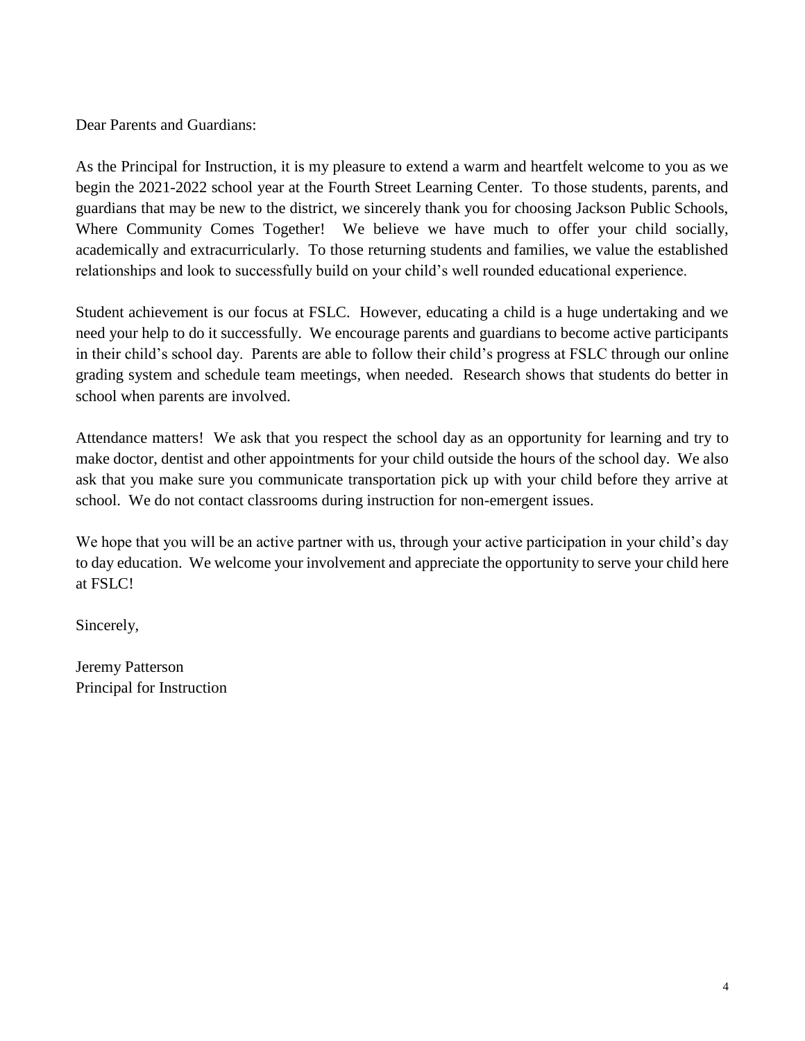Dear Parents and Guardians:

As the Principal for Instruction, it is my pleasure to extend a warm and heartfelt welcome to you as we begin the 2021-2022 school year at the Fourth Street Learning Center. To those students, parents, and guardians that may be new to the district, we sincerely thank you for choosing Jackson Public Schools, Where Community Comes Together! We believe we have much to offer your child socially, academically and extracurricularly. To those returning students and families, we value the established relationships and look to successfully build on your child's well rounded educational experience.

Student achievement is our focus at FSLC. However, educating a child is a huge undertaking and we need your help to do it successfully. We encourage parents and guardians to become active participants in their child's school day. Parents are able to follow their child's progress at FSLC through our online grading system and schedule team meetings, when needed. Research shows that students do better in school when parents are involved.

Attendance matters! We ask that you respect the school day as an opportunity for learning and try to make doctor, dentist and other appointments for your child outside the hours of the school day. We also ask that you make sure you communicate transportation pick up with your child before they arrive at school. We do not contact classrooms during instruction for non-emergent issues.

We hope that you will be an active partner with us, through your active participation in your child's day to day education. We welcome your involvement and appreciate the opportunity to serve your child here at FSLC!

Sincerely,

Jeremy Patterson
Principal for Instruction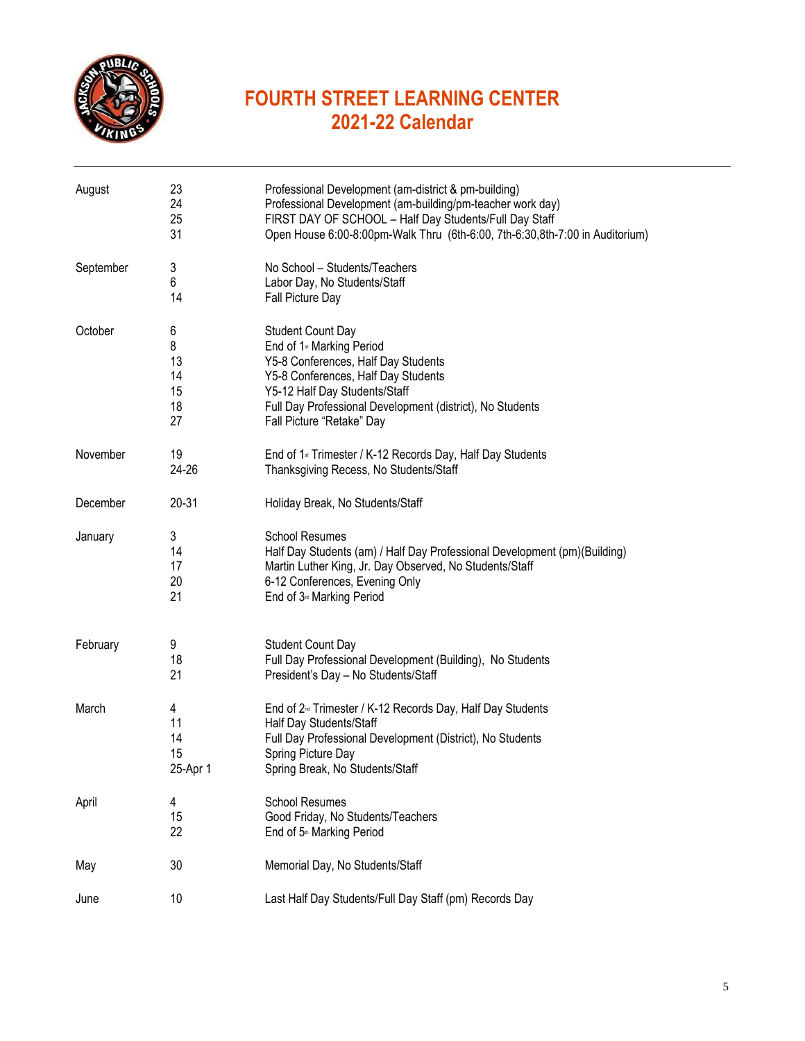# FOURTH STREET LEARNING CENTER
## 2021-22 Calendar

| | | |
|---|---|---|
| August | 23 | Professional Development (am-district & pm-building) |
| | 24 | Professional Development (am-building/pm-teacher work day) |
| | 25 | FIRST DAY OF SCHOOL – Half Day Students/Full Day Staff |
| | 31 | Open House 6:00-8:00pm-Walk Thru (6th-6:00, 7th-6:30,8th-7:00 in Auditorium) |
| September | 3 | No School – Students/Teachers |
| | 6 | Labor Day, No Students/Staff |
| | 14 | Fall Picture Day |
| October | 6 | Student Count Day |
| | 8 | End of 1st Marking Period |
| | 13 | Y5-8 Conferences, Half Day Students |
| | 14 | Y5-8 Conferences, Half Day Students |
| | 15 | Y5-12 Half Day Students/Staff |
| | 18 | Full Day Professional Development (district), No Students |
| | 27 | Fall Picture "Retake" Day |
| November | 19 | End of 1st Trimester / K-12 Records Day, Half Day Students |
| | 24-26 | Thanksgiving Recess, No Students/Staff |
| December | 20-31 | Holiday Break, No Students/Staff |
| January | 3 | School Resumes |
| | 14 | Half Day Students (am) / Half Day Professional Development (pm)(Building) |
| | 17 | Martin Luther King, Jr. Day Observed, No Students/Staff |
| | 20 | 6-12 Conferences, Evening Only |
| | 21 | End of 3rd Marking Period |
| February | 9 | Student Count Day |
| | 18 | Full Day Professional Development (Building), No Students |
| | 21 | President's Day – No Students/Staff |
| March | 4 | End of 2nd Trimester / K-12 Records Day, Half Day Students |
| | 11 | Half Day Students/Staff |
| | 14 | Full Day Professional Development (District), No Students |
| | 15 | Spring Picture Day |
| | 25-Apr 1 | Spring Break, No Students/Staff |
| April | 4 | School Resumes |
| | 15 | Good Friday, No Students/Teachers |
| | 22 | End of 5th Marking Period |
| May | 30 | Memorial Day, No Students/Staff |
| June | 10 | Last Half Day Students/Full Day Staff (pm) Records Day |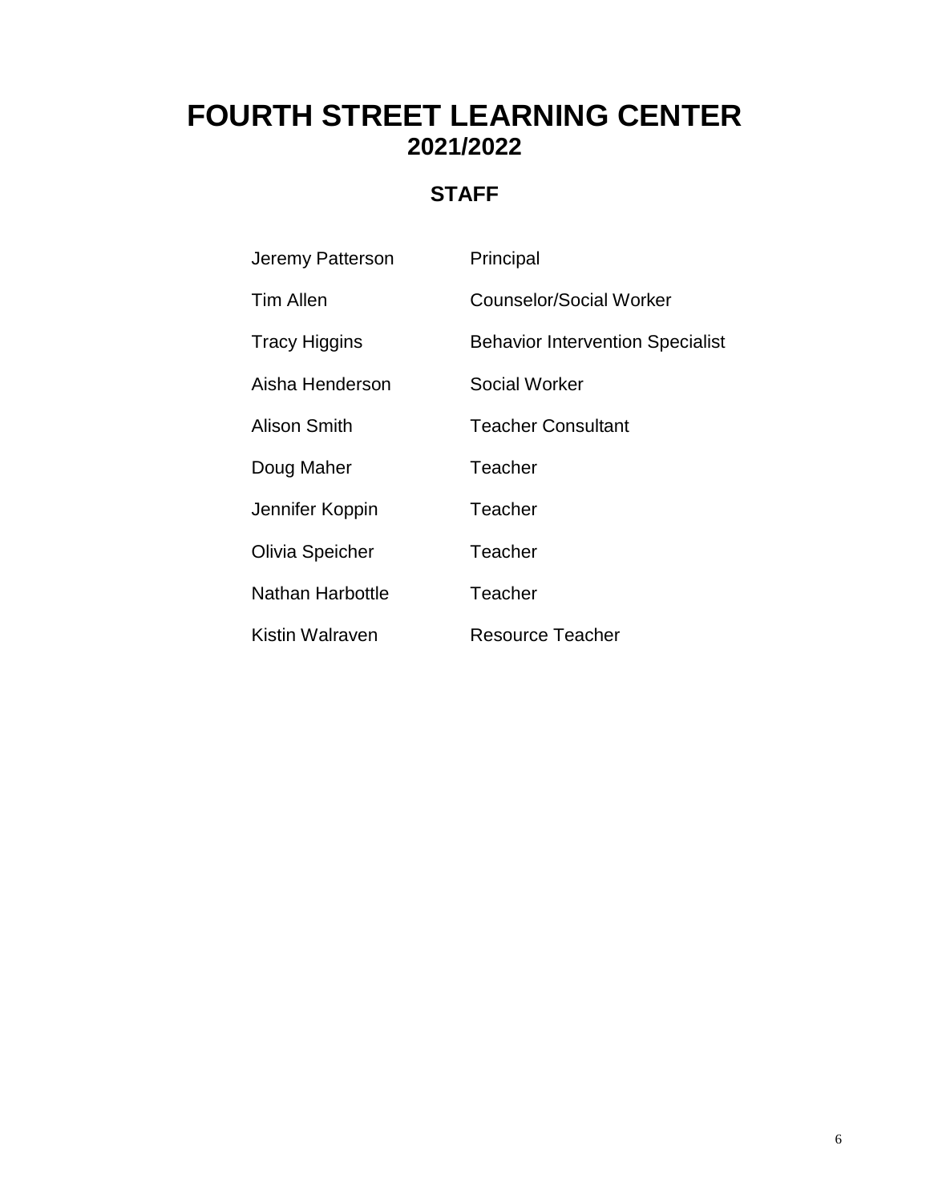# FOURTH STREET LEARNING CENTER
## 2021/2022

### STAFF

| | |
|---|---|
| Jeremy Patterson | Principal |
| Tim Allen | Counselor/Social Worker |
| Tracy Higgins | Behavior Intervention Specialist |
| Aisha Henderson | Social Worker |
| Alison Smith | Teacher Consultant |
| Doug Maher | Teacher |
| Jennifer Koppin | Teacher |
| Olivia Speicher | Teacher |
| Nathan Harbottle | Teacher |
| Kistin Walraven | Resource Teacher |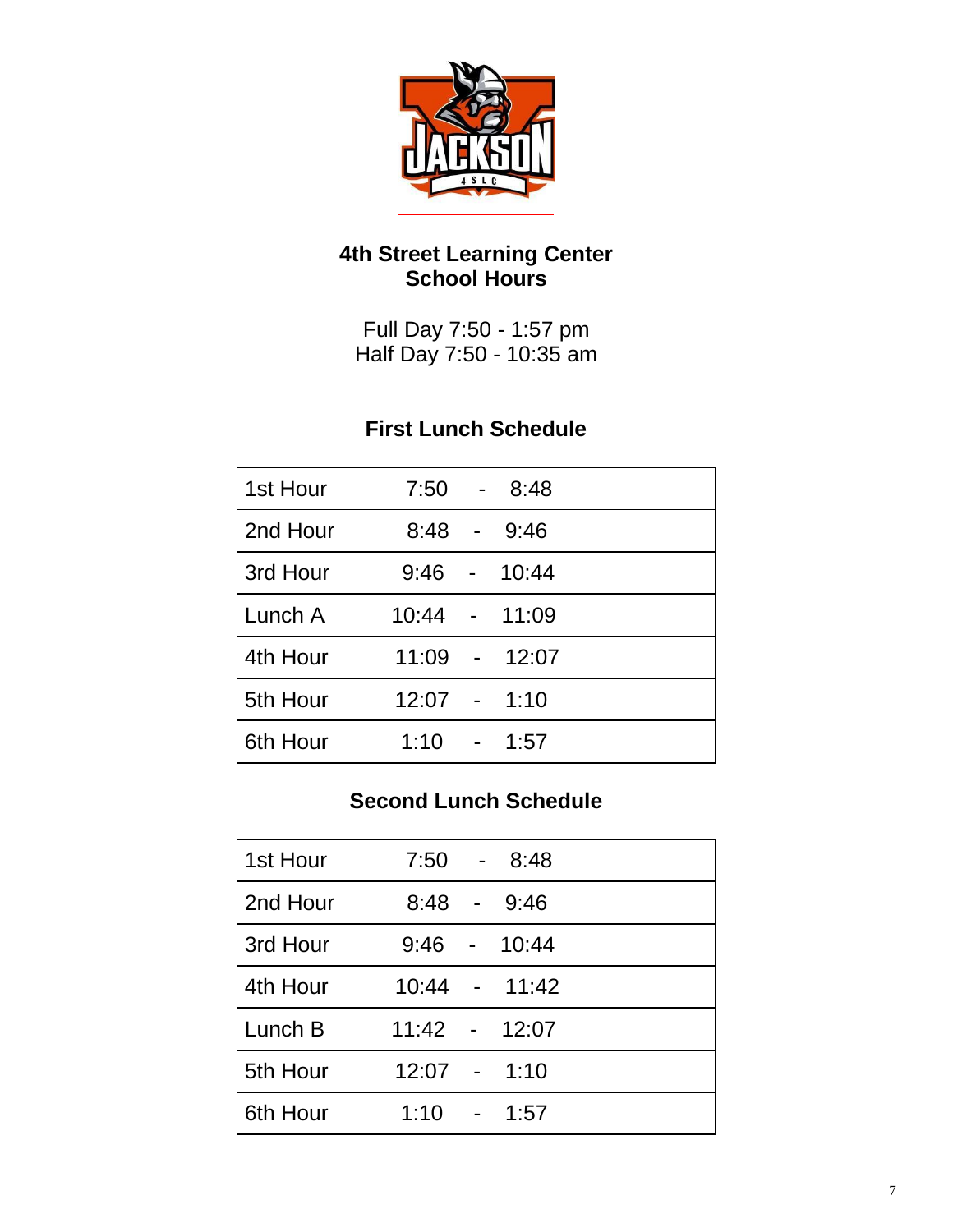## 4th Street Learning Center
## School Hours

Full Day 7:50 - 1:57 pm
Half Day 7:50 - 10:35 am

### First Lunch Schedule

| | |
|---|---|
| 1st Hour | 7:50 - 8:48 |
| 2nd Hour | 8:48 - 9:46 |
| 3rd Hour | 9:46 - 10:44 |
| Lunch A | 10:44 - 11:09 |
| 4th Hour | 11:09 - 12:07 |
| 5th Hour | 12:07 - 1:10 |
| 6th Hour | 1:10 - 1:57 |

### Second Lunch Schedule

| | |
|---|---|
| 1st Hour | 7:50 - 8:48 |
| 2nd Hour | 8:48 - 9:46 |
| 3rd Hour | 9:46 - 10:44 |
| 4th Hour | 10:44 - 11:42 |
| Lunch B | 11:42 - 12:07 |
| 5th Hour | 12:07 - 1:10 |
| 6th Hour | 1:10 - 1:57 |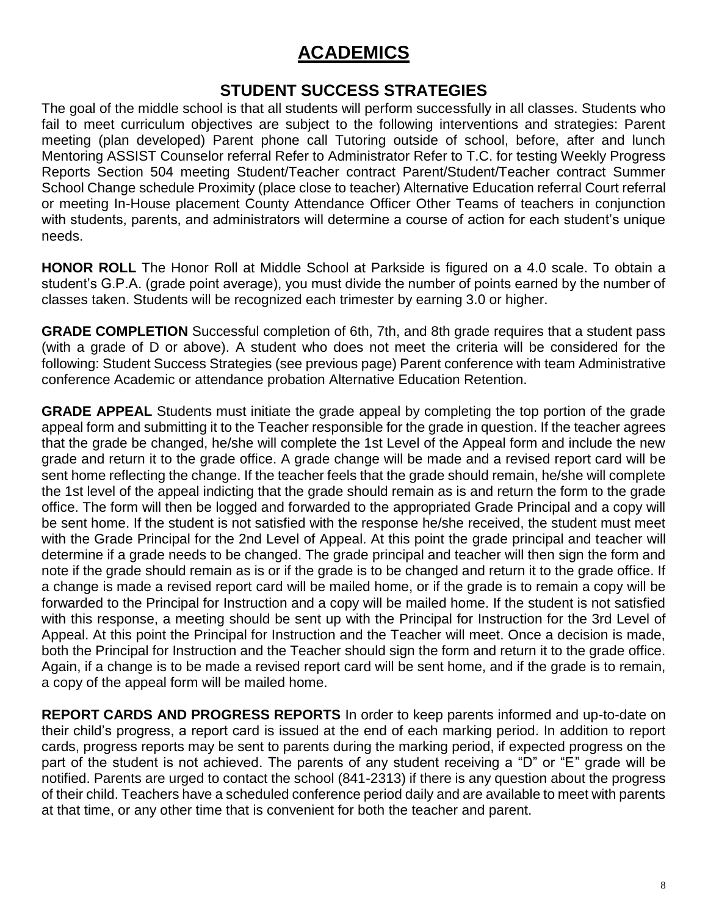# ACADEMICS

## STUDENT SUCCESS STRATEGIES

The goal of the middle school is that all students will perform successfully in all classes. Students who fail to meet curriculum objectives are subject to the following interventions and strategies: Parent meeting (plan developed) Parent phone call Tutoring outside of school, before, after and lunch Mentoring ASSIST Counselor referral Refer to Administrator Refer to T.C. for testing Weekly Progress Reports Section 504 meeting Student/Teacher contract Parent/Student/Teacher contract Summer School Change schedule Proximity (place close to teacher) Alternative Education referral Court referral or meeting In-House placement County Attendance Officer Other Teams of teachers in conjunction with students, parents, and administrators will determine a course of action for each student's unique needs.

**HONOR ROLL** The Honor Roll at Middle School at Parkside is figured on a 4.0 scale. To obtain a student's G.P.A. (grade point average), you must divide the number of points earned by the number of classes taken. Students will be recognized each trimester by earning 3.0 or higher.

**GRADE COMPLETION** Successful completion of 6th, 7th, and 8th grade requires that a student pass (with a grade of D or above). A student who does not meet the criteria will be considered for the following: Student Success Strategies (see previous page) Parent conference with team Administrative conference Academic or attendance probation Alternative Education Retention.

**GRADE APPEAL** Students must initiate the grade appeal by completing the top portion of the grade appeal form and submitting it to the Teacher responsible for the grade in question. If the teacher agrees that the grade be changed, he/she will complete the 1st Level of the Appeal form and include the new grade and return it to the grade office. A grade change will be made and a revised report card will be sent home reflecting the change. If the teacher feels that the grade should remain, he/she will complete the 1st level of the appeal indicting that the grade should remain as is and return the form to the grade office. The form will then be logged and forwarded to the appropriated Grade Principal and a copy will be sent home. If the student is not satisfied with the response he/she received, the student must meet with the Grade Principal for the 2nd Level of Appeal. At this point the grade principal and teacher will determine if a grade needs to be changed. The grade principal and teacher will then sign the form and note if the grade should remain as is or if the grade is to be changed and return it to the grade office. If a change is made a revised report card will be mailed home, or if the grade is to remain a copy will be forwarded to the Principal for Instruction and a copy will be mailed home. If the student is not satisfied with this response, a meeting should be sent up with the Principal for Instruction for the 3rd Level of Appeal. At this point the Principal for Instruction and the Teacher will meet. Once a decision is made, both the Principal for Instruction and the Teacher should sign the form and return it to the grade office. Again, if a change is to be made a revised report card will be sent home, and if the grade is to remain, a copy of the appeal form will be mailed home.

**REPORT CARDS AND PROGRESS REPORTS** In order to keep parents informed and up-to-date on their child's progress, a report card is issued at the end of each marking period. In addition to report cards, progress reports may be sent to parents during the marking period, if expected progress on the part of the student is not achieved. The parents of any student receiving a "D" or "E" grade will be notified. Parents are urged to contact the school (841-2313) if there is any question about the progress of their child. Teachers have a scheduled conference period daily and are available to meet with parents at that time, or any other time that is convenient for both the teacher and parent.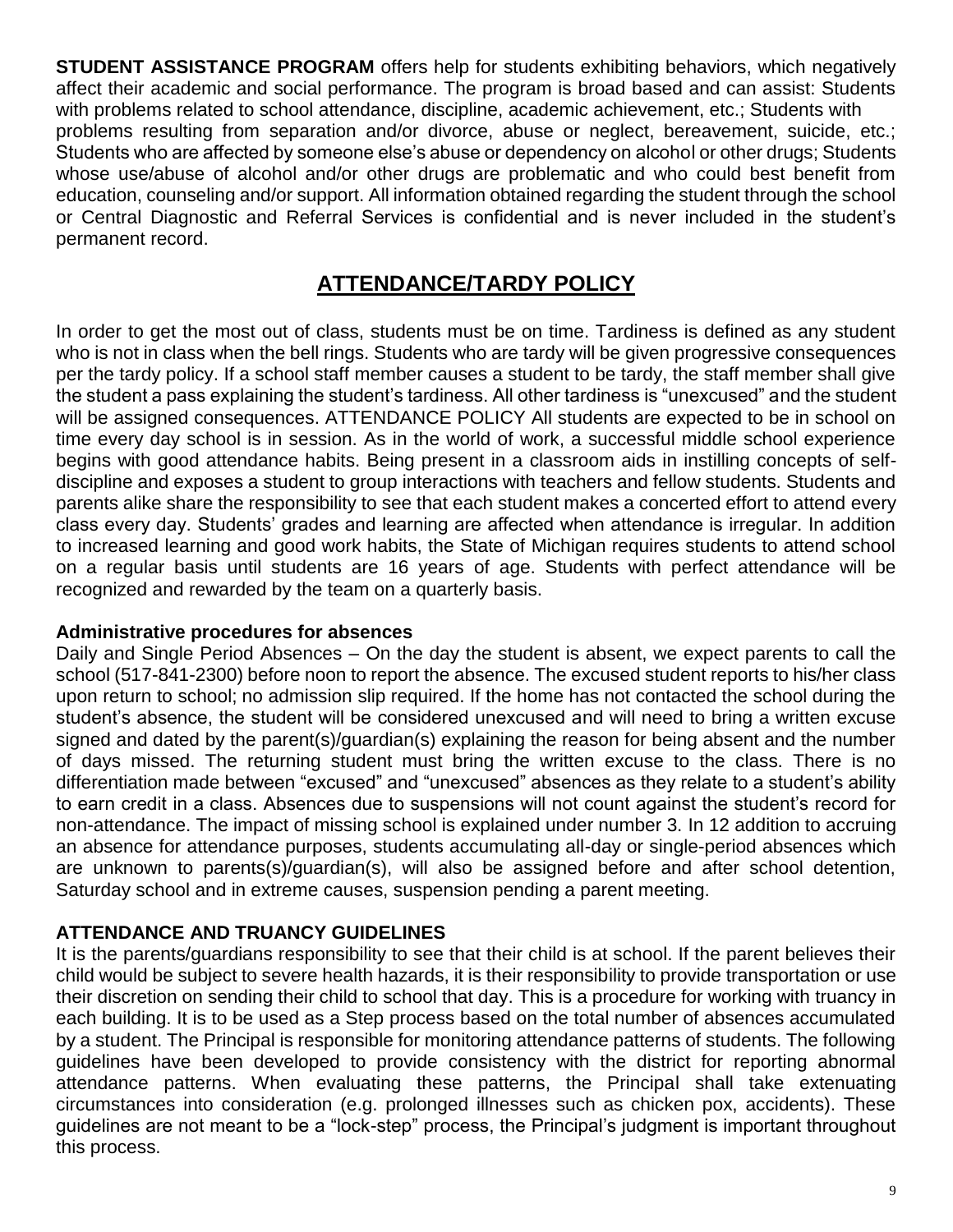**STUDENT ASSISTANCE PROGRAM** offers help for students exhibiting behaviors, which negatively affect their academic and social performance. The program is broad based and can assist: Students with problems related to school attendance, discipline, academic achievement, etc.; Students with problems resulting from separation and/or divorce, abuse or neglect, bereavement, suicide, etc.; Students who are affected by someone else's abuse or dependency on alcohol or other drugs; Students whose use/abuse of alcohol and/or other drugs are problematic and who could best benefit from education, counseling and/or support. All information obtained regarding the student through the school or Central Diagnostic and Referral Services is confidential and is never included in the student's permanent record.

## ATTENDANCE/TARDY POLICY

In order to get the most out of class, students must be on time. Tardiness is defined as any student who is not in class when the bell rings. Students who are tardy will be given progressive consequences per the tardy policy. If a school staff member causes a student to be tardy, the staff member shall give the student a pass explaining the student's tardiness. All other tardiness is "unexcused" and the student will be assigned consequences. ATTENDANCE POLICY All students are expected to be in school on time every day school is in session. As in the world of work, a successful middle school experience begins with good attendance habits. Being present in a classroom aids in instilling concepts of self-discipline and exposes a student to group interactions with teachers and fellow students. Students and parents alike share the responsibility to see that each student makes a concerted effort to attend every class every day. Students' grades and learning are affected when attendance is irregular. In addition to increased learning and good work habits, the State of Michigan requires students to attend school on a regular basis until students are 16 years of age. Students with perfect attendance will be recognized and rewarded by the team on a quarterly basis.

**Administrative procedures for absences**

Daily and Single Period Absences – On the day the student is absent, we expect parents to call the school (517-841-2300) before noon to report the absence. The excused student reports to his/her class upon return to school; no admission slip required. If the home has not contacted the school during the student's absence, the student will be considered unexcused and will need to bring a written excuse signed and dated by the parent(s)/guardian(s) explaining the reason for being absent and the number of days missed. The returning student must bring the written excuse to the class. There is no differentiation made between "excused" and "unexcused" absences as they relate to a student's ability to earn credit in a class. Absences due to suspensions will not count against the student's record for non-attendance. The impact of missing school is explained under number 3. In 12 addition to accruing an absence for attendance purposes, students accumulating all-day or single-period absences which are unknown to parents(s)/guardian(s), will also be assigned before and after school detention, Saturday school and in extreme causes, suspension pending a parent meeting.

**ATTENDANCE AND TRUANCY GUIDELINES**

It is the parents/guardians responsibility to see that their child is at school. If the parent believes their child would be subject to severe health hazards, it is their responsibility to provide transportation or use their discretion on sending their child to school that day. This is a procedure for working with truancy in each building. It is to be used as a Step process based on the total number of absences accumulated by a student. The Principal is responsible for monitoring attendance patterns of students. The following guidelines have been developed to provide consistency with the district for reporting abnormal attendance patterns. When evaluating these patterns, the Principal shall take extenuating circumstances into consideration (e.g. prolonged illnesses such as chicken pox, accidents). These guidelines are not meant to be a "lock-step" process, the Principal's judgment is important throughout this process.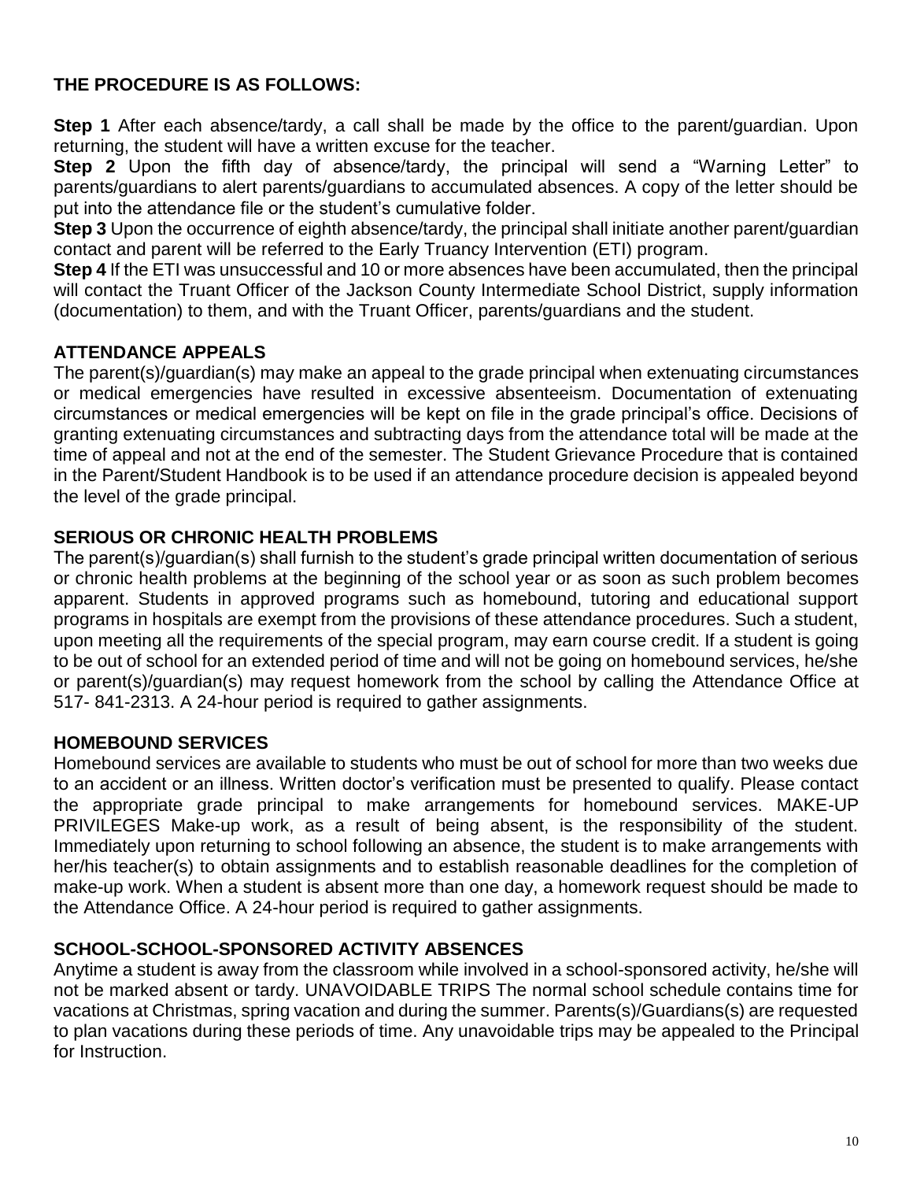**THE PROCEDURE IS AS FOLLOWS:**

**Step 1** After each absence/tardy, a call shall be made by the office to the parent/guardian. Upon returning, the student will have a written excuse for the teacher.

**Step 2** Upon the fifth day of absence/tardy, the principal will send a "Warning Letter" to parents/guardians to alert parents/guardians to accumulated absences. A copy of the letter should be put into the attendance file or the student's cumulative folder.

**Step 3** Upon the occurrence of eighth absence/tardy, the principal shall initiate another parent/guardian contact and parent will be referred to the Early Truancy Intervention (ETI) program.

**Step 4** If the ETI was unsuccessful and 10 or more absences have been accumulated, then the principal will contact the Truant Officer of the Jackson County Intermediate School District, supply information (documentation) to them, and with the Truant Officer, parents/guardians and the student.

## ATTENDANCE APPEALS

The parent(s)/guardian(s) may make an appeal to the grade principal when extenuating circumstances or medical emergencies have resulted in excessive absenteeism. Documentation of extenuating circumstances or medical emergencies will be kept on file in the grade principal's office. Decisions of granting extenuating circumstances and subtracting days from the attendance total will be made at the time of appeal and not at the end of the semester. The Student Grievance Procedure that is contained in the Parent/Student Handbook is to be used if an attendance procedure decision is appealed beyond the level of the grade principal.

## SERIOUS OR CHRONIC HEALTH PROBLEMS

The parent(s)/guardian(s) shall furnish to the student's grade principal written documentation of serious or chronic health problems at the beginning of the school year or as soon as such problem becomes apparent. Students in approved programs such as homebound, tutoring and educational support programs in hospitals are exempt from the provisions of these attendance procedures. Such a student, upon meeting all the requirements of the special program, may earn course credit. If a student is going to be out of school for an extended period of time and will not be going on homebound services, he/she or parent(s)/guardian(s) may request homework from the school by calling the Attendance Office at 517- 841-2313. A 24-hour period is required to gather assignments.

## HOMEBOUND SERVICES

Homebound services are available to students who must be out of school for more than two weeks due to an accident or an illness. Written doctor's verification must be presented to qualify. Please contact the appropriate grade principal to make arrangements for homebound services. MAKE-UP PRIVILEGES Make-up work, as a result of being absent, is the responsibility of the student. Immediately upon returning to school following an absence, the student is to make arrangements with her/his teacher(s) to obtain assignments and to establish reasonable deadlines for the completion of make-up work. When a student is absent more than one day, a homework request should be made to the Attendance Office. A 24-hour period is required to gather assignments.

## SCHOOL-SCHOOL-SPONSORED ACTIVITY ABSENCES

Anytime a student is away from the classroom while involved in a school-sponsored activity, he/she will not be marked absent or tardy. UNAVOIDABLE TRIPS The normal school schedule contains time for vacations at Christmas, spring vacation and during the summer. Parents(s)/Guardians(s) are requested to plan vacations during these periods of time. Any unavoidable trips may be appealed to the Principal for Instruction.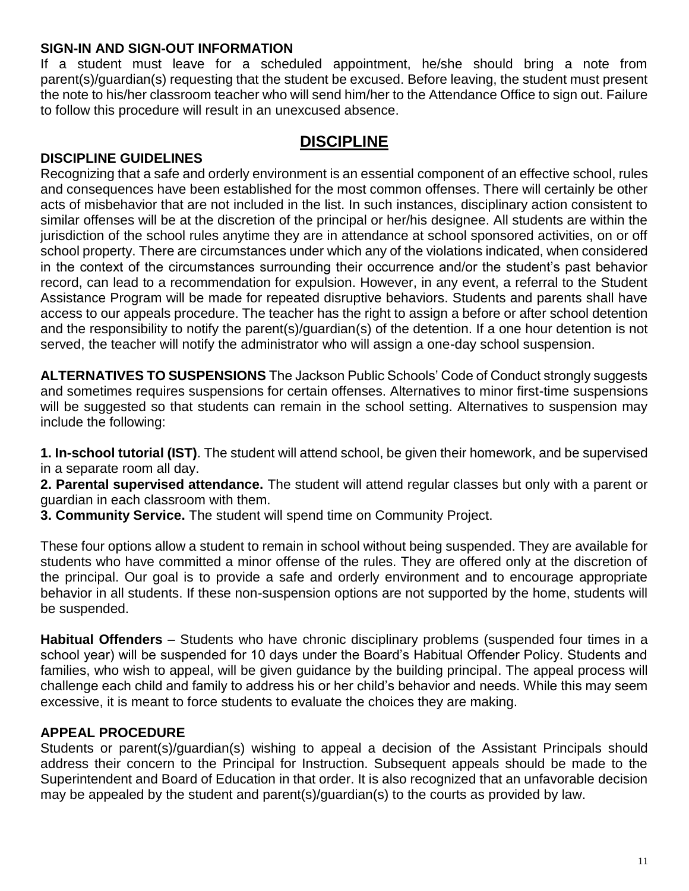**SIGN-IN AND SIGN-OUT INFORMATION**

If a student must leave for a scheduled appointment, he/she should bring a note from parent(s)/guardian(s) requesting that the student be excused. Before leaving, the student must present the note to his/her classroom teacher who will send him/her to the Attendance Office to sign out. Failure to follow this procedure will result in an unexcused absence.

## DISCIPLINE

**DISCIPLINE GUIDELINES**

Recognizing that a safe and orderly environment is an essential component of an effective school, rules and consequences have been established for the most common offenses. There will certainly be other acts of misbehavior that are not included in the list. In such instances, disciplinary action consistent to similar offenses will be at the discretion of the principal or her/his designee. All students are within the jurisdiction of the school rules anytime they are in attendance at school sponsored activities, on or off school property. There are circumstances under which any of the violations indicated, when considered in the context of the circumstances surrounding their occurrence and/or the student's past behavior record, can lead to a recommendation for expulsion. However, in any event, a referral to the Student Assistance Program will be made for repeated disruptive behaviors. Students and parents shall have access to our appeals procedure. The teacher has the right to assign a before or after school detention and the responsibility to notify the parent(s)/guardian(s) of the detention. If a one hour detention is not served, the teacher will notify the administrator who will assign a one-day school suspension.

**ALTERNATIVES TO SUSPENSIONS** The Jackson Public Schools' Code of Conduct strongly suggests and sometimes requires suspensions for certain offenses. Alternatives to minor first-time suspensions will be suggested so that students can remain in the school setting. Alternatives to suspension may include the following:

**1. In-school tutorial (IST)**. The student will attend school, be given their homework, and be supervised in a separate room all day.
**2. Parental supervised attendance.** The student will attend regular classes but only with a parent or guardian in each classroom with them.
**3. Community Service.** The student will spend time on Community Project.

These four options allow a student to remain in school without being suspended. They are available for students who have committed a minor offense of the rules. They are offered only at the discretion of the principal. Our goal is to provide a safe and orderly environment and to encourage appropriate behavior in all students. If these non-suspension options are not supported by the home, students will be suspended.

**Habitual Offenders** – Students who have chronic disciplinary problems (suspended four times in a school year) will be suspended for 10 days under the Board's Habitual Offender Policy. Students and families, who wish to appeal, will be given guidance by the building principal. The appeal process will challenge each child and family to address his or her child's behavior and needs. While this may seem excessive, it is meant to force students to evaluate the choices they are making.

**APPEAL PROCEDURE**

Students or parent(s)/guardian(s) wishing to appeal a decision of the Assistant Principals should address their concern to the Principal for Instruction. Subsequent appeals should be made to the Superintendent and Board of Education in that order. It is also recognized that an unfavorable decision may be appealed by the student and parent(s)/guardian(s) to the courts as provided by law.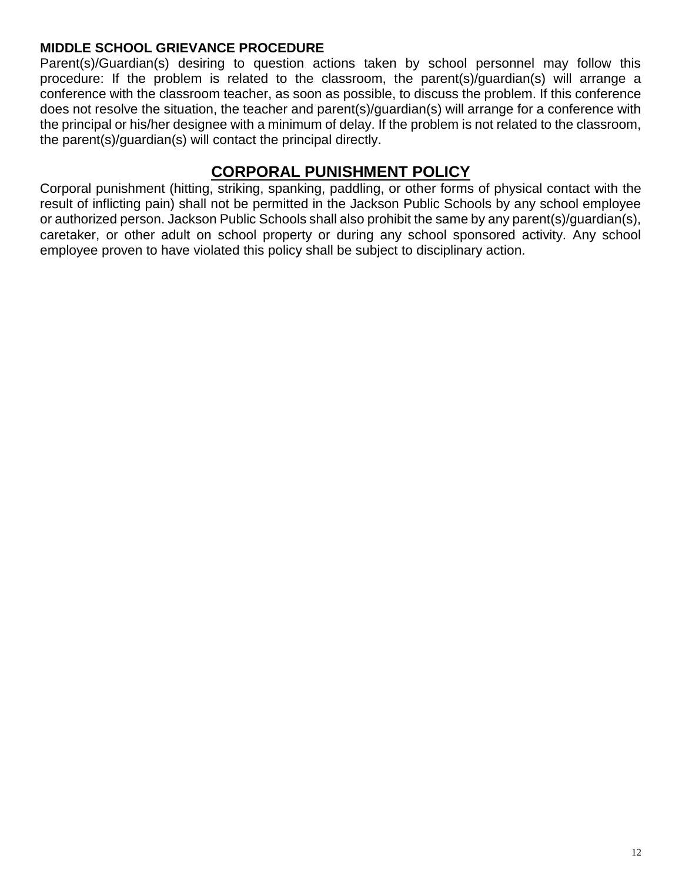### MIDDLE SCHOOL GRIEVANCE PROCEDURE

Parent(s)/Guardian(s) desiring to question actions taken by school personnel may follow this procedure: If the problem is related to the classroom, the parent(s)/guardian(s) will arrange a conference with the classroom teacher, as soon as possible, to discuss the problem. If this conference does not resolve the situation, the teacher and parent(s)/guardian(s) will arrange for a conference with the principal or his/her designee with a minimum of delay. If the problem is not related to the classroom, the parent(s)/guardian(s) will contact the principal directly.

## CORPORAL PUNISHMENT POLICY

Corporal punishment (hitting, striking, spanking, paddling, or other forms of physical contact with the result of inflicting pain) shall not be permitted in the Jackson Public Schools by any school employee or authorized person. Jackson Public Schools shall also prohibit the same by any parent(s)/guardian(s), caretaker, or other adult on school property or during any school sponsored activity. Any school employee proven to have violated this policy shall be subject to disciplinary action.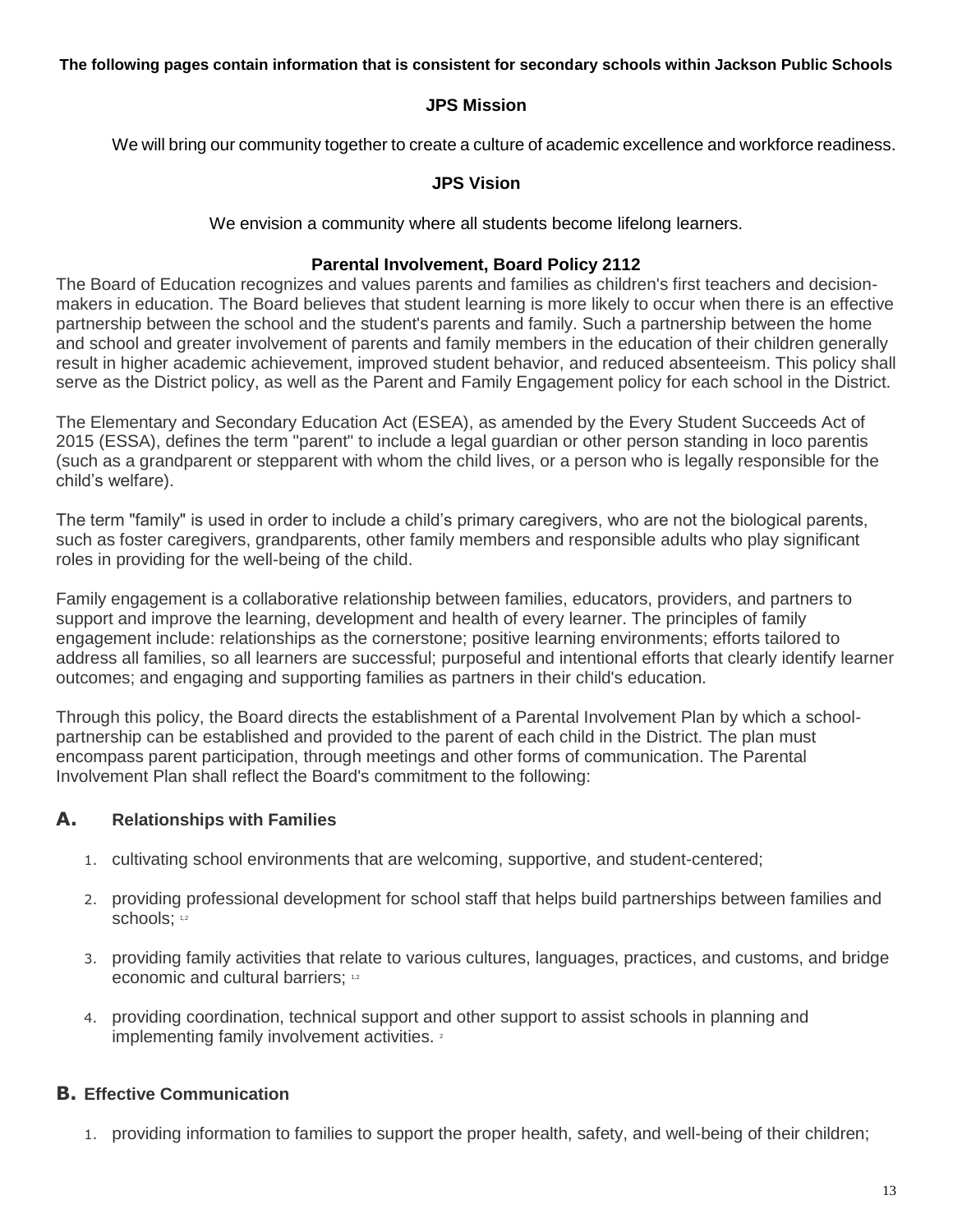**The following pages contain information that is consistent for secondary schools within Jackson Public Schools**

## JPS Mission

We will bring our community together to create a culture of academic excellence and workforce readiness.

## JPS Vision

We envision a community where all students become lifelong learners.

## Parental Involvement, Board Policy 2112

The Board of Education recognizes and values parents and families as children's first teachers and decision-makers in education. The Board believes that student learning is more likely to occur when there is an effective partnership between the school and the student's parents and family. Such a partnership between the home and school and greater involvement of parents and family members in the education of their children generally result in higher academic achievement, improved student behavior, and reduced absenteeism. This policy shall serve as the District policy, as well as the Parent and Family Engagement policy for each school in the District.

The Elementary and Secondary Education Act (ESEA), as amended by the Every Student Succeeds Act of 2015 (ESSA), defines the term "parent" to include a legal guardian or other person standing in loco parentis (such as a grandparent or stepparent with whom the child lives, or a person who is legally responsible for the child's welfare).

The term "family" is used in order to include a child's primary caregivers, who are not the biological parents, such as foster caregivers, grandparents, other family members and responsible adults who play significant roles in providing for the well-being of the child.

Family engagement is a collaborative relationship between families, educators, providers, and partners to support and improve the learning, development and health of every learner. The principles of family engagement include: relationships as the cornerstone; positive learning environments; efforts tailored to address all families, so all learners are successful; purposeful and intentional efforts that clearly identify learner outcomes; and engaging and supporting families as partners in their child's education.

Through this policy, the Board directs the establishment of a Parental Involvement Plan by which a school-partnership can be established and provided to the parent of each child in the District. The plan must encompass parent participation, through meetings and other forms of communication. The Parental Involvement Plan shall reflect the Board's commitment to the following:

### A. Relationships with Families

1. cultivating school environments that are welcoming, supportive, and student-centered;
2. providing professional development for school staff that helps build partnerships between families and schools; [1,2]
3. providing family activities that relate to various cultures, languages, practices, and customs, and bridge economic and cultural barriers; [1,2]
4. providing coordination, technical support and other support to assist schools in planning and implementing family involvement activities. [2]

### B. Effective Communication

1. providing information to families to support the proper health, safety, and well-being of their children;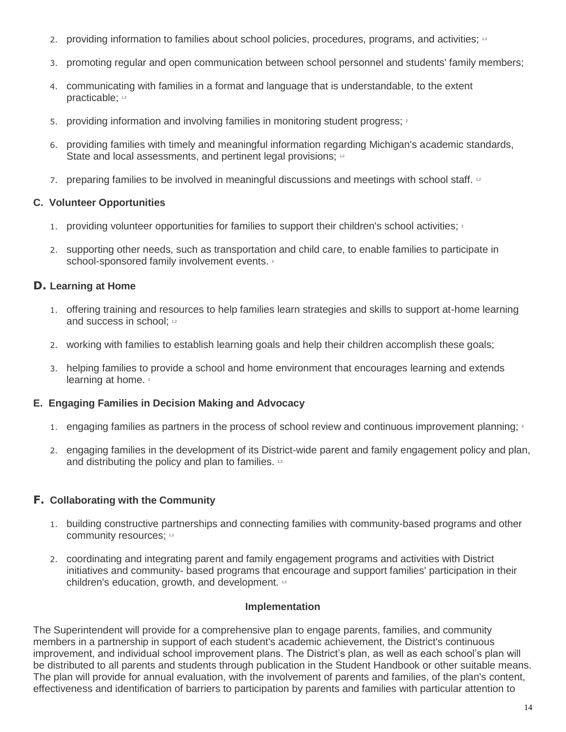2. providing information to families about school policies, procedures, programs, and activities; [1,2]
3. promoting regular and open communication between school personnel and students' family members;
4. communicating with families in a format and language that is understandable, to the extent practicable; [1,2]
5. providing information and involving families in monitoring student progress; [2]
6. providing families with timely and meaningful information regarding Michigan's academic standards, State and local assessments, and pertinent legal provisions; [1,2]
7. preparing families to be involved in meaningful discussions and meetings with school staff. [1,2]

### C. Volunteer Opportunities

1. providing volunteer opportunities for families to support their children's school activities; [2]
2. supporting other needs, such as transportation and child care, to enable families to participate in school-sponsored family involvement events. [2]

### D. Learning at Home

1. offering training and resources to help families learn strategies and skills to support at-home learning and success in school; [1,2]
2. working with families to establish learning goals and help their children accomplish these goals;
3. helping families to provide a school and home environment that encourages learning and extends learning at home. [1]

### E. Engaging Families in Decision Making and Advocacy

1. engaging families as partners in the process of school review and continuous improvement planning; [2]
2. engaging families in the development of its District-wide parent and family engagement policy and plan, and distributing the policy and plan to families. [1,2]

### F. Collaborating with the Community

1. building constructive partnerships and connecting families with community-based programs and other community resources; [1,2]
2. coordinating and integrating parent and family engagement programs and activities with District initiatives and community- based programs that encourage and support families' participation in their children's education, growth, and development. [1,2]

## Implementation

The Superintendent will provide for a comprehensive plan to engage parents, families, and community members in a partnership in support of each student's academic achievement, the District's continuous improvement, and individual school improvement plans. The District's plan, as well as each school's plan will be distributed to all parents and students through publication in the Student Handbook or other suitable means. The plan will provide for annual evaluation, with the involvement of parents and families, of the plan's content, effectiveness and identification of barriers to participation by parents and families with particular attention to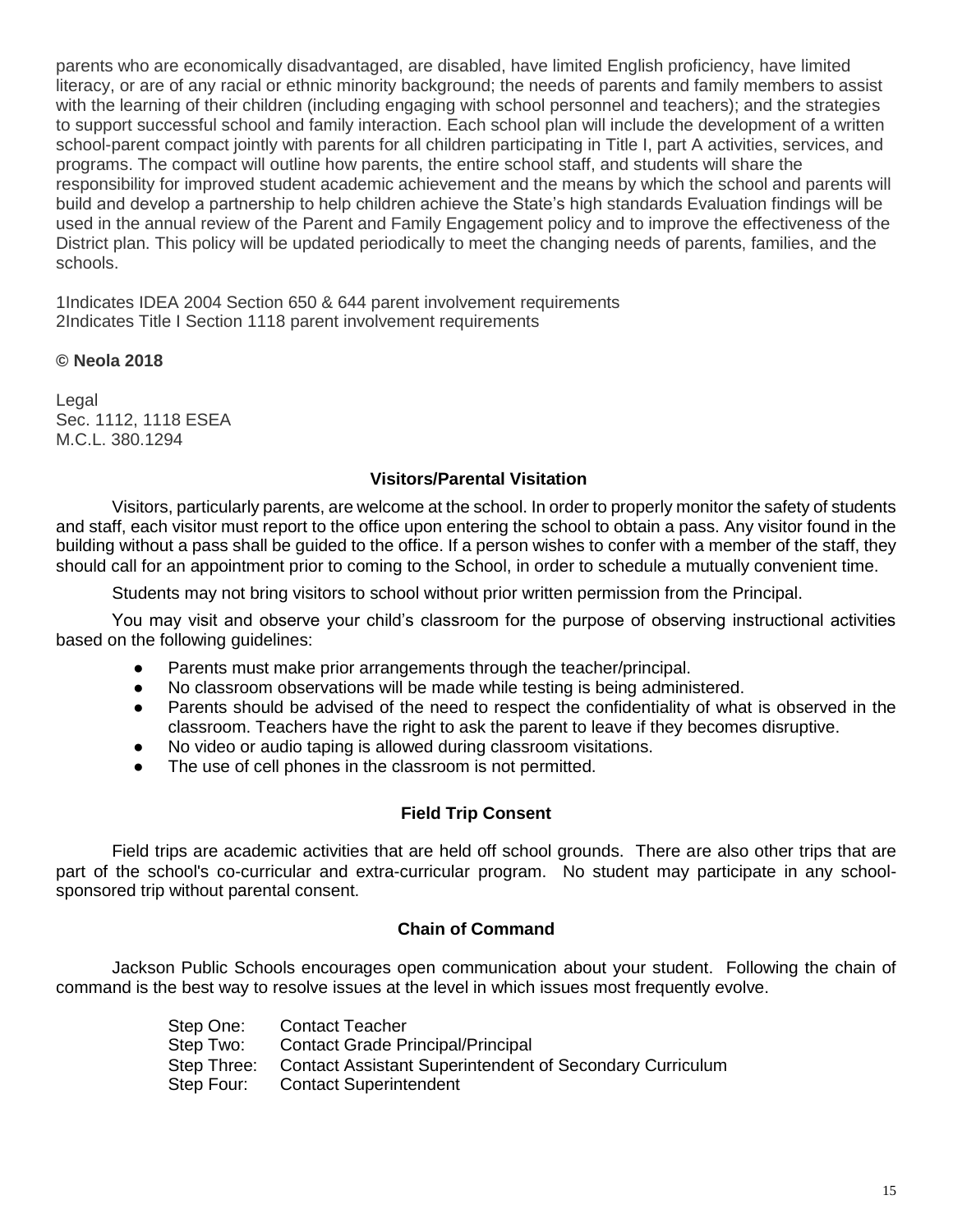parents who are economically disadvantaged, are disabled, have limited English proficiency, have limited literacy, or are of any racial or ethnic minority background; the needs of parents and family members to assist with the learning of their children (including engaging with school personnel and teachers); and the strategies to support successful school and family interaction. Each school plan will include the development of a written school-parent compact jointly with parents for all children participating in Title I, part A activities, services, and programs. The compact will outline how parents, the entire school staff, and students will share the responsibility for improved student academic achievement and the means by which the school and parents will build and develop a partnership to help children achieve the State's high standards Evaluation findings will be used in the annual review of the Parent and Family Engagement policy and to improve the effectiveness of the District plan. This policy will be updated periodically to meet the changing needs of parents, families, and the schools.

1Indicates IDEA 2004 Section 650 & 644 parent involvement requirements
2Indicates Title I Section 1118 parent involvement requirements

**© Neola 2018**

Legal
Sec. 1112, 1118 ESEA
M.C.L. 380.1294

### Visitors/Parental Visitation

Visitors, particularly parents, are welcome at the school. In order to properly monitor the safety of students and staff, each visitor must report to the office upon entering the school to obtain a pass. Any visitor found in the building without a pass shall be guided to the office. If a person wishes to confer with a member of the staff, they should call for an appointment prior to coming to the School, in order to schedule a mutually convenient time.

Students may not bring visitors to school without prior written permission from the Principal.

You may visit and observe your child's classroom for the purpose of observing instructional activities based on the following guidelines:

- Parents must make prior arrangements through the teacher/principal.
- No classroom observations will be made while testing is being administered.
- Parents should be advised of the need to respect the confidentiality of what is observed in the classroom. Teachers have the right to ask the parent to leave if they becomes disruptive.
- No video or audio taping is allowed during classroom visitations.
- The use of cell phones in the classroom is not permitted.

### Field Trip Consent

Field trips are academic activities that are held off school grounds. There are also other trips that are part of the school's co-curricular and extra-curricular program. No student may participate in any school-sponsored trip without parental consent.

### Chain of Command

Jackson Public Schools encourages open communication about your student. Following the chain of command is the best way to resolve issues at the level in which issues most frequently evolve.

Step One: Contact Teacher
Step Two: Contact Grade Principal/Principal
Step Three: Contact Assistant Superintendent of Secondary Curriculum
Step Four: Contact Superintendent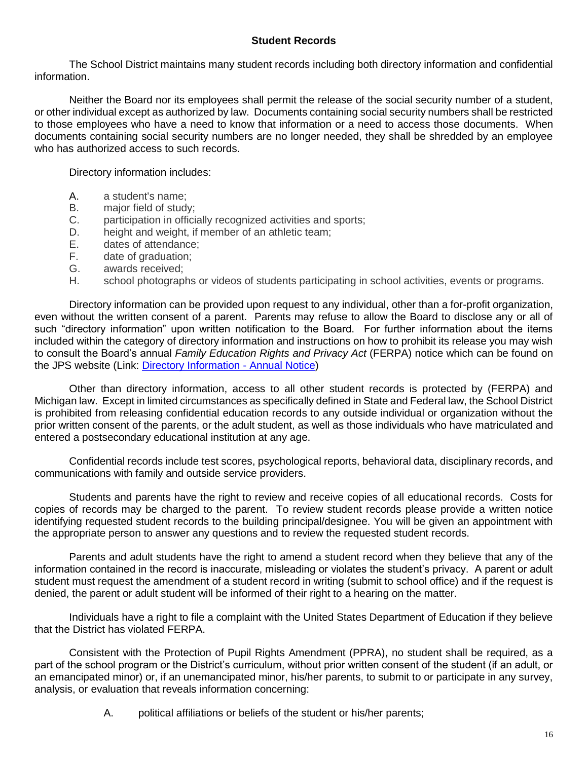## Student Records

The School District maintains many student records including both directory information and confidential information.

Neither the Board nor its employees shall permit the release of the social security number of a student, or other individual except as authorized by law. Documents containing social security numbers shall be restricted to those employees who have a need to know that information or a need to access those documents. When documents containing social security numbers are no longer needed, they shall be shredded by an employee who has authorized access to such records.

Directory information includes:

A. a student's name;
B. major field of study;
C. participation in officially recognized activities and sports;
D. height and weight, if member of an athletic team;
E. dates of attendance;
F. date of graduation;
G. awards received;
H. school photographs or videos of students participating in school activities, events or programs.

Directory information can be provided upon request to any individual, other than a for-profit organization, even without the written consent of a parent. Parents may refuse to allow the Board to disclose any or all of such "directory information" upon written notification to the Board. For further information about the items included within the category of directory information and instructions on how to prohibit its release you may wish to consult the Board's annual *Family Education Rights and Privacy Act* (FERPA) notice which can be found on the JPS website (Link: [Directory Information - Annual Notice])

Other than directory information, access to all other student records is protected by (FERPA) and Michigan law. Except in limited circumstances as specifically defined in State and Federal law, the School District is prohibited from releasing confidential education records to any outside individual or organization without the prior written consent of the parents, or the adult student, as well as those individuals who have matriculated and entered a postsecondary educational institution at any age.

Confidential records include test scores, psychological reports, behavioral data, disciplinary records, and communications with family and outside service providers.

Students and parents have the right to review and receive copies of all educational records. Costs for copies of records may be charged to the parent. To review student records please provide a written notice identifying requested student records to the building principal/designee. You will be given an appointment with the appropriate person to answer any questions and to review the requested student records.

Parents and adult students have the right to amend a student record when they believe that any of the information contained in the record is inaccurate, misleading or violates the student's privacy. A parent or adult student must request the amendment of a student record in writing (submit to school office) and if the request is denied, the parent or adult student will be informed of their right to a hearing on the matter.

Individuals have a right to file a complaint with the United States Department of Education if they believe that the District has violated FERPA.

Consistent with the Protection of Pupil Rights Amendment (PPRA), no student shall be required, as a part of the school program or the District's curriculum, without prior written consent of the student (if an adult, or an emancipated minor) or, if an unemancipated minor, his/her parents, to submit to or participate in any survey, analysis, or evaluation that reveals information concerning:

A. political affiliations or beliefs of the student or his/her parents;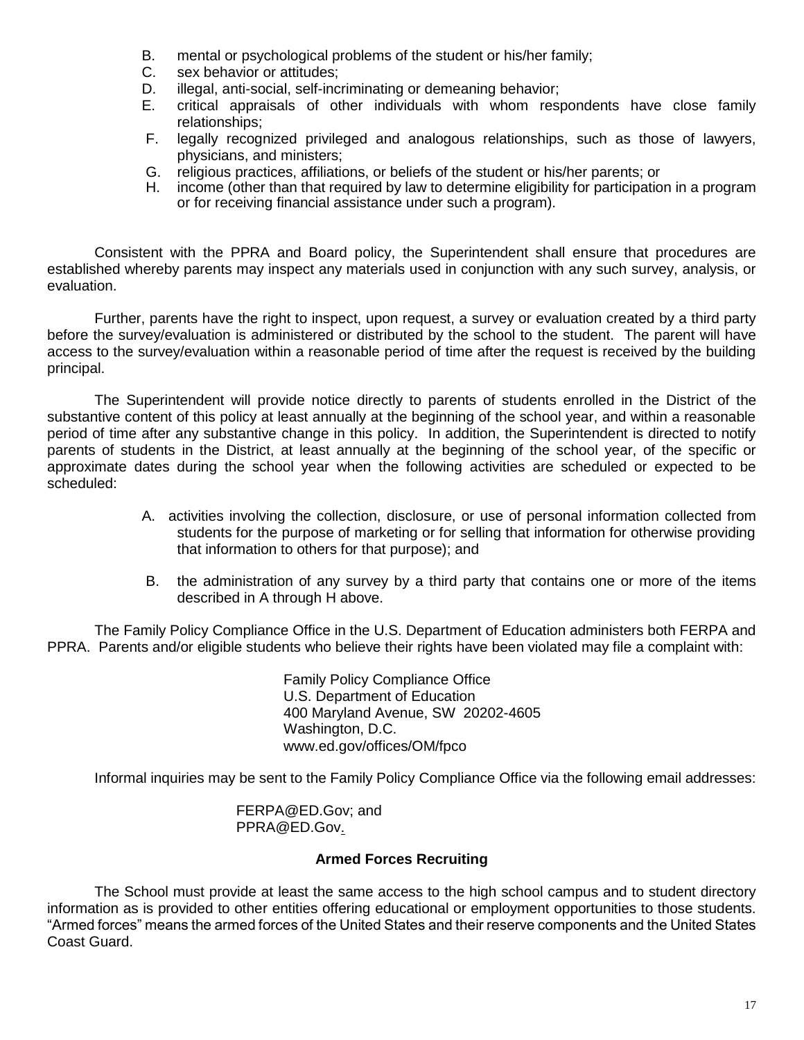B. mental or psychological problems of the student or his/her family;
C. sex behavior or attitudes;
D. illegal, anti-social, self-incriminating or demeaning behavior;
E. critical appraisals of other individuals with whom respondents have close family relationships;
F. legally recognized privileged and analogous relationships, such as those of lawyers, physicians, and ministers;
G. religious practices, affiliations, or beliefs of the student or his/her parents; or
H. income (other than that required by law to determine eligibility for participation in a program or for receiving financial assistance under such a program).

Consistent with the PPRA and Board policy, the Superintendent shall ensure that procedures are established whereby parents may inspect any materials used in conjunction with any such survey, analysis, or evaluation.

Further, parents have the right to inspect, upon request, a survey or evaluation created by a third party before the survey/evaluation is administered or distributed by the school to the student. The parent will have access to the survey/evaluation within a reasonable period of time after the request is received by the building principal.

The Superintendent will provide notice directly to parents of students enrolled in the District of the substantive content of this policy at least annually at the beginning of the school year, and within a reasonable period of time after any substantive change in this policy. In addition, the Superintendent is directed to notify parents of students in the District, at least annually at the beginning of the school year, of the specific or approximate dates during the school year when the following activities are scheduled or expected to be scheduled:

A. activities involving the collection, disclosure, or use of personal information collected from students for the purpose of marketing or for selling that information for otherwise providing that information to others for that purpose); and

B. the administration of any survey by a third party that contains one or more of the items described in A through H above.

The Family Policy Compliance Office in the U.S. Department of Education administers both FERPA and PPRA. Parents and/or eligible students who believe their rights have been violated may file a complaint with:

Family Policy Compliance Office
U.S. Department of Education
400 Maryland Avenue, SW 20202-4605
Washington, D.C.
www.ed.gov/offices/OM/fpco

Informal inquiries may be sent to the Family Policy Compliance Office via the following email addresses:

FERPA@ED.Gov; and
PPRA@ED.Gov.

**Armed Forces Recruiting**

The School must provide at least the same access to the high school campus and to student directory information as is provided to other entities offering educational or employment opportunities to those students. "Armed forces" means the armed forces of the United States and their reserve components and the United States Coast Guard.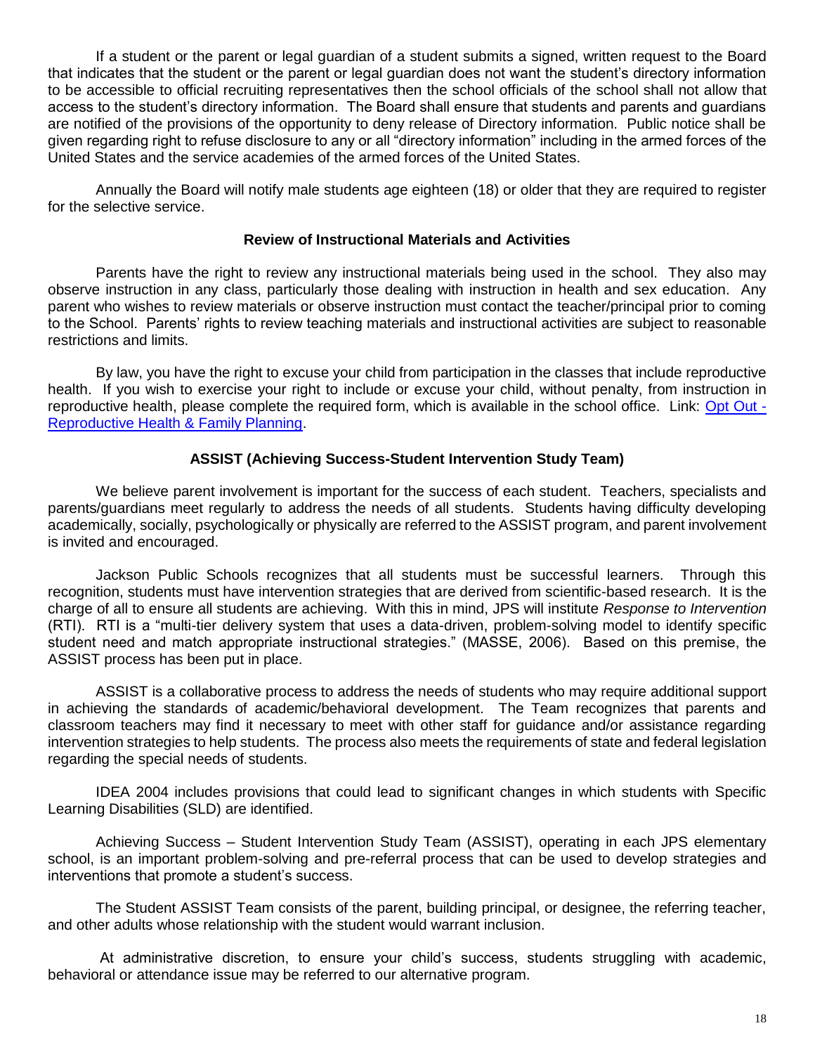If a student or the parent or legal guardian of a student submits a signed, written request to the Board that indicates that the student or the parent or legal guardian does not want the student's directory information to be accessible to official recruiting representatives then the school officials of the school shall not allow that access to the student's directory information. The Board shall ensure that students and parents and guardians are notified of the provisions of the opportunity to deny release of Directory information. Public notice shall be given regarding right to refuse disclosure to any or all "directory information" including in the armed forces of the United States and the service academies of the armed forces of the United States.

Annually the Board will notify male students age eighteen (18) or older that they are required to register for the selective service.

### Review of Instructional Materials and Activities

Parents have the right to review any instructional materials being used in the school. They also may observe instruction in any class, particularly those dealing with instruction in health and sex education. Any parent who wishes to review materials or observe instruction must contact the teacher/principal prior to coming to the School. Parents' rights to review teaching materials and instructional activities are subject to reasonable restrictions and limits.

By law, you have the right to excuse your child from participation in the classes that include reproductive health. If you wish to exercise your right to include or excuse your child, without penalty, from instruction in reproductive health, please complete the required form, which is available in the school office. Link: Opt Out - Reproductive Health & Family Planning.

### ASSIST (Achieving Success-Student Intervention Study Team)

We believe parent involvement is important for the success of each student. Teachers, specialists and parents/guardians meet regularly to address the needs of all students. Students having difficulty developing academically, socially, psychologically or physically are referred to the ASSIST program, and parent involvement is invited and encouraged.

Jackson Public Schools recognizes that all students must be successful learners. Through this recognition, students must have intervention strategies that are derived from scientific-based research. It is the charge of all to ensure all students are achieving. With this in mind, JPS will institute *Response to Intervention* (RTI). RTI is a "multi-tier delivery system that uses a data-driven, problem-solving model to identify specific student need and match appropriate instructional strategies." (MASSE, 2006). Based on this premise, the ASSIST process has been put in place.

ASSIST is a collaborative process to address the needs of students who may require additional support in achieving the standards of academic/behavioral development. The Team recognizes that parents and classroom teachers may find it necessary to meet with other staff for guidance and/or assistance regarding intervention strategies to help students. The process also meets the requirements of state and federal legislation regarding the special needs of students.

IDEA 2004 includes provisions that could lead to significant changes in which students with Specific Learning Disabilities (SLD) are identified.

Achieving Success – Student Intervention Study Team (ASSIST), operating in each JPS elementary school, is an important problem-solving and pre-referral process that can be used to develop strategies and interventions that promote a student's success.

The Student ASSIST Team consists of the parent, building principal, or designee, the referring teacher, and other adults whose relationship with the student would warrant inclusion.

At administrative discretion, to ensure your child's success, students struggling with academic, behavioral or attendance issue may be referred to our alternative program.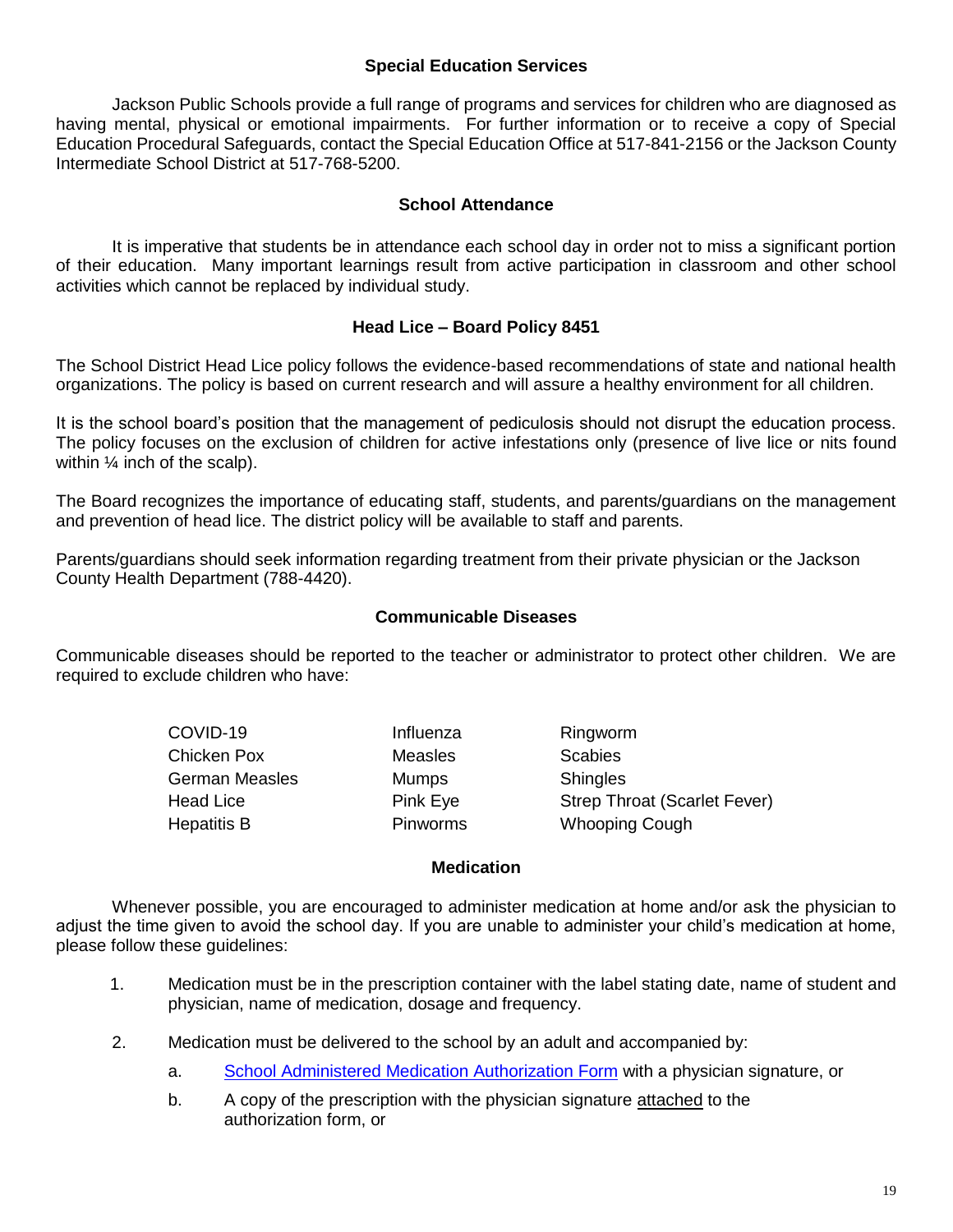## Special Education Services

Jackson Public Schools provide a full range of programs and services for children who are diagnosed as having mental, physical or emotional impairments. For further information or to receive a copy of Special Education Procedural Safeguards, contact the Special Education Office at 517-841-2156 or the Jackson County Intermediate School District at 517-768-5200.

## School Attendance

It is imperative that students be in attendance each school day in order not to miss a significant portion of their education. Many important learnings result from active participation in classroom and other school activities which cannot be replaced by individual study.

## Head Lice – Board Policy 8451

The School District Head Lice policy follows the evidence-based recommendations of state and national health organizations. The policy is based on current research and will assure a healthy environment for all children.

It is the school board's position that the management of pediculosis should not disrupt the education process. The policy focuses on the exclusion of children for active infestations only (presence of live lice or nits found within ¼ inch of the scalp).

The Board recognizes the importance of educating staff, students, and parents/guardians on the management and prevention of head lice. The district policy will be available to staff and parents.

Parents/guardians should seek information regarding treatment from their private physician or the Jackson County Health Department (788-4420).

## Communicable Diseases

Communicable diseases should be reported to the teacher or administrator to protect other children. We are required to exclude children who have:

| | | |
|---|---|---|
| COVID-19 | Influenza | Ringworm |
| Chicken Pox | Measles | Scabies |
| German Measles | Mumps | Shingles |
| Head Lice | Pink Eye | Strep Throat (Scarlet Fever) |
| Hepatitis B | Pinworms | Whooping Cough |

## Medication

Whenever possible, you are encouraged to administer medication at home and/or ask the physician to adjust the time given to avoid the school day. If you are unable to administer your child's medication at home, please follow these guidelines:

1. Medication must be in the prescription container with the label stating date, name of student and physician, name of medication, dosage and frequency.
2. Medication must be delivered to the school by an adult and accompanied by:
    a. School Administered Medication Authorization Form with a physician signature, or
    b. A copy of the prescription with the physician signature attached to the authorization form, or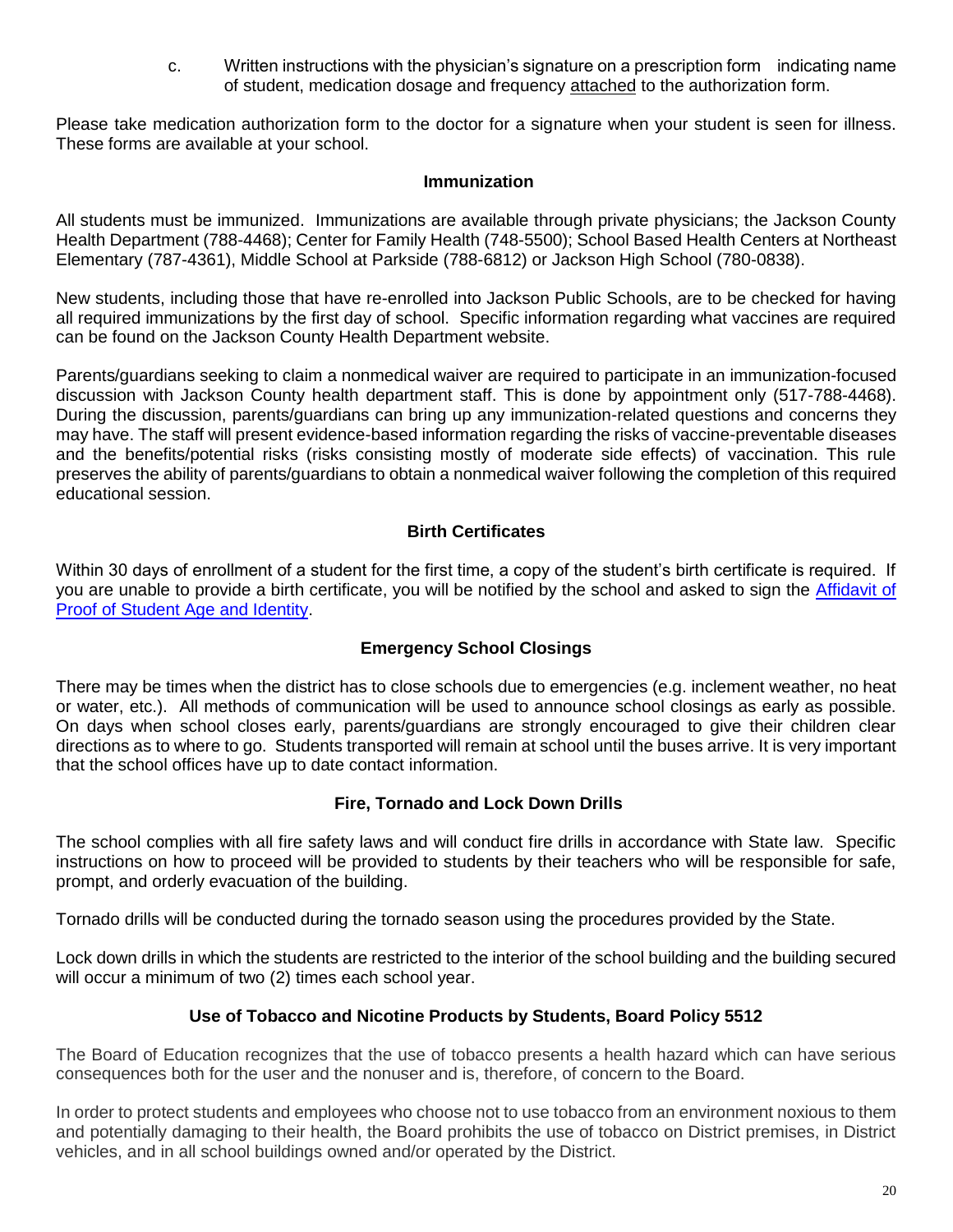c. Written instructions with the physician's signature on a prescription form indicating name of student, medication dosage and frequency attached to the authorization form.

Please take medication authorization form to the doctor for a signature when your student is seen for illness. These forms are available at your school.

### Immunization

All students must be immunized. Immunizations are available through private physicians; the Jackson County Health Department (788-4468); Center for Family Health (748-5500); School Based Health Centers at Northeast Elementary (787-4361), Middle School at Parkside (788-6812) or Jackson High School (780-0838).

New students, including those that have re-enrolled into Jackson Public Schools, are to be checked for having all required immunizations by the first day of school. Specific information regarding what vaccines are required can be found on the Jackson County Health Department website.

Parents/guardians seeking to claim a nonmedical waiver are required to participate in an immunization-focused discussion with Jackson County health department staff. This is done by appointment only (517-788-4468). During the discussion, parents/guardians can bring up any immunization-related questions and concerns they may have. The staff will present evidence-based information regarding the risks of vaccine-preventable diseases and the benefits/potential risks (risks consisting mostly of moderate side effects) of vaccination. This rule preserves the ability of parents/guardians to obtain a nonmedical waiver following the completion of this required educational session.

### Birth Certificates

Within 30 days of enrollment of a student for the first time, a copy of the student's birth certificate is required. If you are unable to provide a birth certificate, you will be notified by the school and asked to sign the Affidavit of Proof of Student Age and Identity.

### Emergency School Closings

There may be times when the district has to close schools due to emergencies (e.g. inclement weather, no heat or water, etc.). All methods of communication will be used to announce school closings as early as possible. On days when school closes early, parents/guardians are strongly encouraged to give their children clear directions as to where to go. Students transported will remain at school until the buses arrive. It is very important that the school offices have up to date contact information.

### Fire, Tornado and Lock Down Drills

The school complies with all fire safety laws and will conduct fire drills in accordance with State law. Specific instructions on how to proceed will be provided to students by their teachers who will be responsible for safe, prompt, and orderly evacuation of the building.

Tornado drills will be conducted during the tornado season using the procedures provided by the State.

Lock down drills in which the students are restricted to the interior of the school building and the building secured will occur a minimum of two (2) times each school year.

### Use of Tobacco and Nicotine Products by Students, Board Policy 5512

The Board of Education recognizes that the use of tobacco presents a health hazard which can have serious consequences both for the user and the nonuser and is, therefore, of concern to the Board.

In order to protect students and employees who choose not to use tobacco from an environment noxious to them and potentially damaging to their health, the Board prohibits the use of tobacco on District premises, in District vehicles, and in all school buildings owned and/or operated by the District.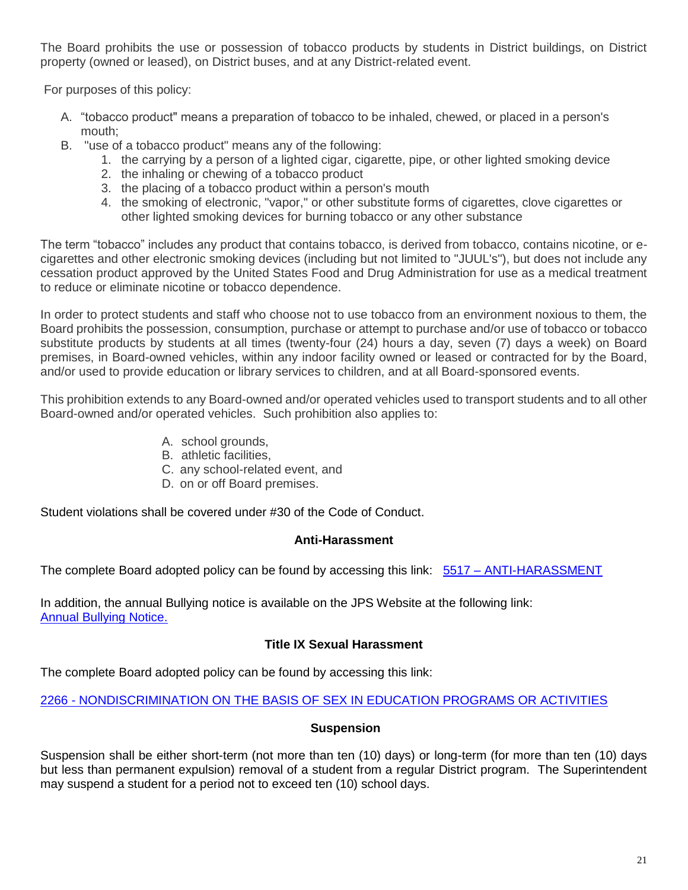The Board prohibits the use or possession of tobacco products by students in District buildings, on District property (owned or leased), on District buses, and at any District-related event.

For purposes of this policy:

A. "tobacco product" means a preparation of tobacco to be inhaled, chewed, or placed in a person's mouth;
B. "use of a tobacco product" means any of the following:
   1. the carrying by a person of a lighted cigar, cigarette, pipe, or other lighted smoking device
   2. the inhaling or chewing of a tobacco product
   3. the placing of a tobacco product within a person's mouth
   4. the smoking of electronic, "vapor," or other substitute forms of cigarettes, clove cigarettes or other lighted smoking devices for burning tobacco or any other substance

The term "tobacco" includes any product that contains tobacco, is derived from tobacco, contains nicotine, or e-cigarettes and other electronic smoking devices (including but not limited to "JUUL's"), but does not include any cessation product approved by the United States Food and Drug Administration for use as a medical treatment to reduce or eliminate nicotine or tobacco dependence.

In order to protect students and staff who choose not to use tobacco from an environment noxious to them, the Board prohibits the possession, consumption, purchase or attempt to purchase and/or use of tobacco or tobacco substitute products by students at all times (twenty-four (24) hours a day, seven (7) days a week) on Board premises, in Board-owned vehicles, within any indoor facility owned or leased or contracted for by the Board, and/or used to provide education or library services to children, and at all Board-sponsored events.

This prohibition extends to any Board-owned and/or operated vehicles used to transport students and to all other Board-owned and/or operated vehicles. Such prohibition also applies to:

A. school grounds,
B. athletic facilities,
C. any school-related event, and
D. on or off Board premises.

Student violations shall be covered under #30 of the Code of Conduct.

### Anti-Harassment

The complete Board adopted policy can be found by accessing this link: 5517 – ANTI-HARASSMENT

In addition, the annual Bullying notice is available on the JPS Website at the following link: Annual Bullying Notice.

### Title IX Sexual Harassment

The complete Board adopted policy can be found by accessing this link:

2266 - NONDISCRIMINATION ON THE BASIS OF SEX IN EDUCATION PROGRAMS OR ACTIVITIES

### Suspension

Suspension shall be either short-term (not more than ten (10) days) or long-term (for more than ten (10) days but less than permanent expulsion) removal of a student from a regular District program. The Superintendent may suspend a student for a period not to exceed ten (10) school days.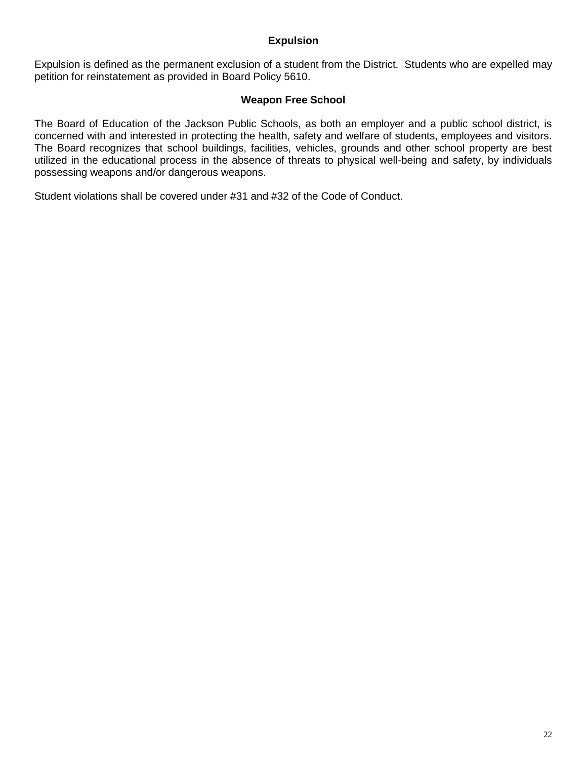## Expulsion

Expulsion is defined as the permanent exclusion of a student from the District. Students who are expelled may petition for reinstatement as provided in Board Policy 5610.

## Weapon Free School

The Board of Education of the Jackson Public Schools, as both an employer and a public school district, is concerned with and interested in protecting the health, safety and welfare of students, employees and visitors. The Board recognizes that school buildings, facilities, vehicles, grounds and other school property are best utilized in the educational process in the absence of threats to physical well-being and safety, by individuals possessing weapons and/or dangerous weapons.

Student violations shall be covered under #31 and #32 of the Code of Conduct.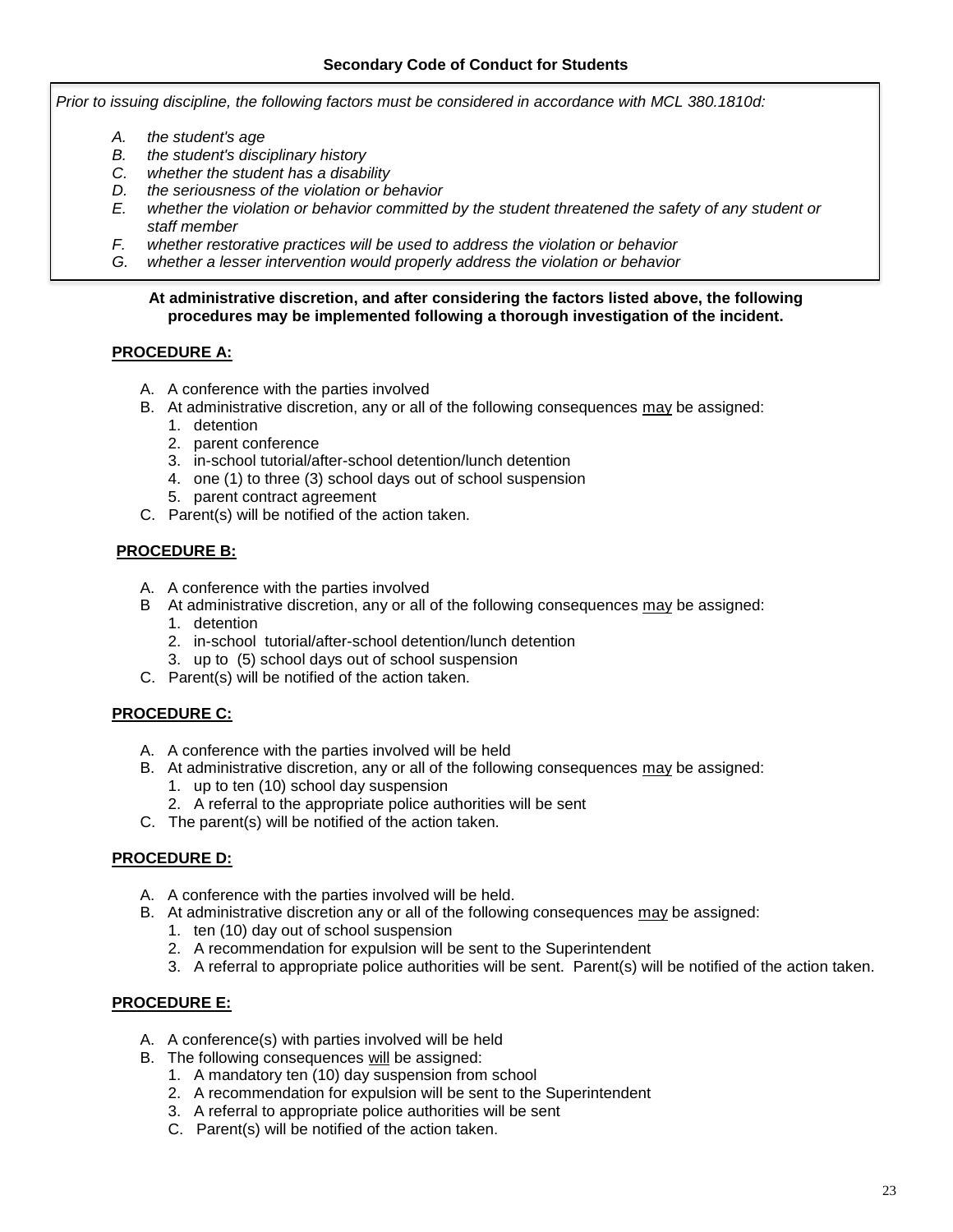## Secondary Code of Conduct for Students

*Prior to issuing discipline, the following factors must be considered in accordance with MCL 380.1810d:*

- *A. the student's age*
- *B. the student's disciplinary history*
- *C. whether the student has a disability*
- *D. the seriousness of the violation or behavior*
- *E. whether the violation or behavior committed by the student threatened the safety of any student or staff member*
- *F. whether restorative practices will be used to address the violation or behavior*
- *G. whether a lesser intervention would properly address the violation or behavior*

**At administrative discretion, and after considering the factors listed above, the following procedures may be implemented following a thorough investigation of the incident.**

### PROCEDURE A:

A. A conference with the parties involved

B. At administrative discretion, any or all of the following consequences may be assigned:
   1. detention
   2. parent conference
   3. in-school tutorial/after-school detention/lunch detention
   4. one (1) to three (3) school days out of school suspension
   5. parent contract agreement

C. Parent(s) will be notified of the action taken.

### PROCEDURE B:

A. A conference with the parties involved

B At administrative discretion, any or all of the following consequences may be assigned:
   1. detention
   2. in-school tutorial/after-school detention/lunch detention
   3. up to (5) school days out of school suspension

C. Parent(s) will be notified of the action taken.

### PROCEDURE C:

A. A conference with the parties involved will be held

B. At administrative discretion, any or all of the following consequences may be assigned:
   1. up to ten (10) school day suspension
   2. A referral to the appropriate police authorities will be sent

C. The parent(s) will be notified of the action taken.

### PROCEDURE D:

A. A conference with the parties involved will be held.

B. At administrative discretion any or all of the following consequences may be assigned:
   1. ten (10) day out of school suspension
   2. A recommendation for expulsion will be sent to the Superintendent
   3. A referral to appropriate police authorities will be sent. Parent(s) will be notified of the action taken.

### PROCEDURE E:

A. A conference(s) with parties involved will be held

B. The following consequences will be assigned:
   1. A mandatory ten (10) day suspension from school
   2. A recommendation for expulsion will be sent to the Superintendent
   3. A referral to appropriate police authorities will be sent

   C. Parent(s) will be notified of the action taken.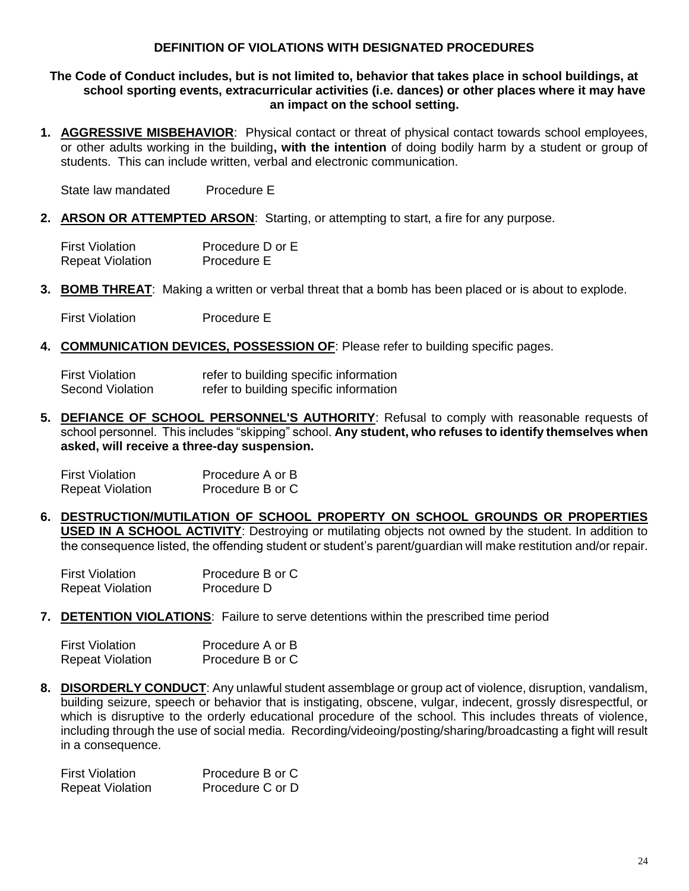## DEFINITION OF VIOLATIONS WITH DESIGNATED PROCEDURES

**The Code of Conduct includes, but is not limited to, behavior that takes place in school buildings, at school sporting events, extracurricular activities (i.e. dances) or other places where it may have an impact on the school setting.**

1. **AGGRESSIVE MISBEHAVIOR**: Physical contact or threat of physical contact towards school employees, or other adults working in the building**, with the intention** of doing bodily harm by a student or group of students. This can include written, verbal and electronic communication.

   State law mandated Procedure E

2. **ARSON OR ATTEMPTED ARSON**: Starting, or attempting to start, a fire for any purpose.

   First Violation Procedure D or E
   Repeat Violation Procedure E

3. **BOMB THREAT**: Making a written or verbal threat that a bomb has been placed or is about to explode.

   First Violation Procedure E

4. **COMMUNICATION DEVICES, POSSESSION OF**: Please refer to building specific pages.

   First Violation refer to building specific information
   Second Violation refer to building specific information

5. **DEFIANCE OF SCHOOL PERSONNEL'S AUTHORITY**: Refusal to comply with reasonable requests of school personnel. This includes "skipping" school. **Any student, who refuses to identify themselves when asked, will receive a three-day suspension.**

   First Violation Procedure A or B
   Repeat Violation Procedure B or C

6. **DESTRUCTION/MUTILATION OF SCHOOL PROPERTY ON SCHOOL GROUNDS OR PROPERTIES USED IN A SCHOOL ACTIVITY**: Destroying or mutilating objects not owned by the student. In addition to the consequence listed, the offending student or student's parent/guardian will make restitution and/or repair.

   First Violation Procedure B or C
   Repeat Violation Procedure D

7. **DETENTION VIOLATIONS**: Failure to serve detentions within the prescribed time period

   First Violation Procedure A or B
   Repeat Violation Procedure B or C

8. **DISORDERLY CONDUCT**: Any unlawful student assemblage or group act of violence, disruption, vandalism, building seizure, speech or behavior that is instigating, obscene, vulgar, indecent, grossly disrespectful, or which is disruptive to the orderly educational procedure of the school. This includes threats of violence, including through the use of social media. Recording/videoing/posting/sharing/broadcasting a fight will result in a consequence.

   First Violation Procedure B or C
   Repeat Violation Procedure C or D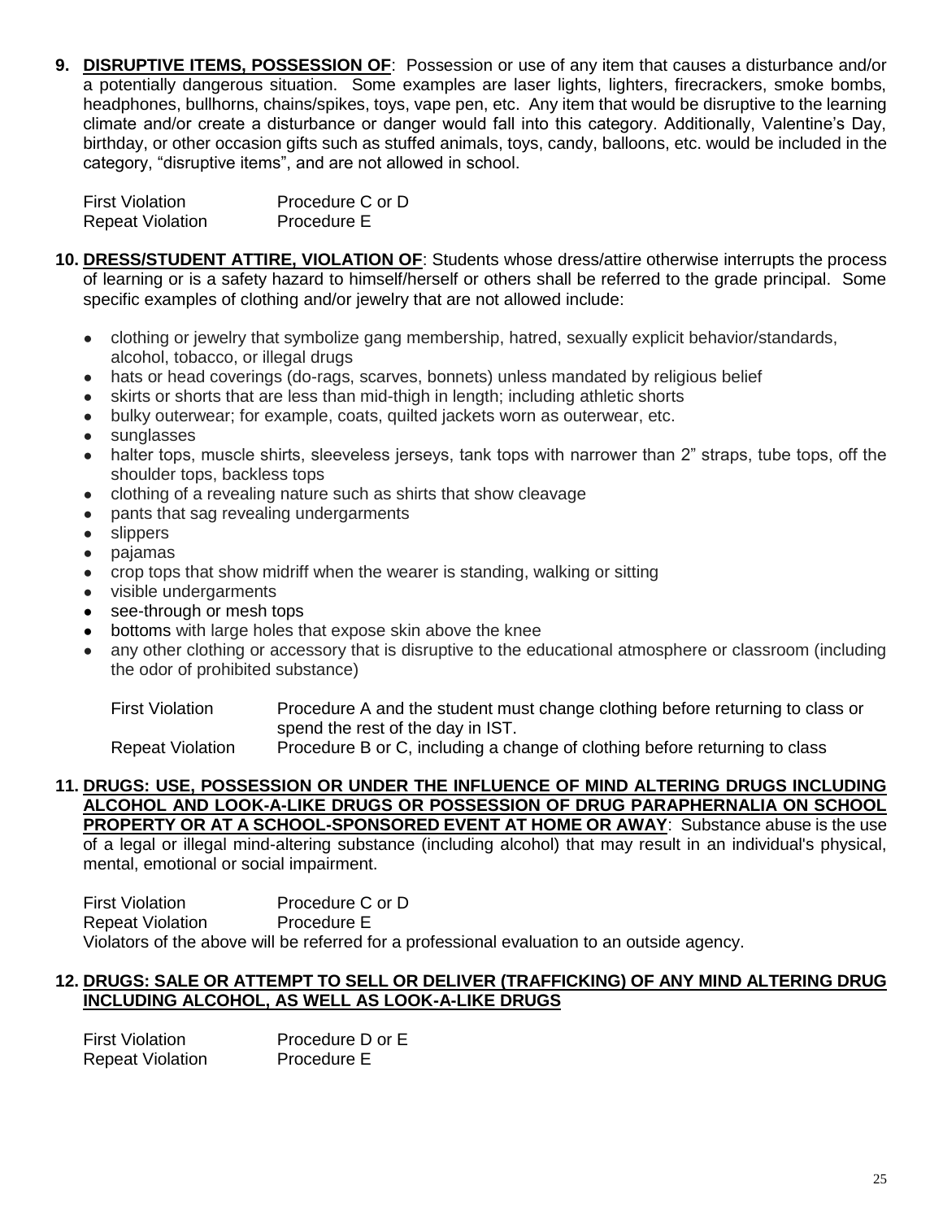**9. DISRUPTIVE ITEMS, POSSESSION OF**: Possession or use of any item that causes a disturbance and/or a potentially dangerous situation. Some examples are laser lights, lighters, firecrackers, smoke bombs, headphones, bullhorns, chains/spikes, toys, vape pen, etc. Any item that would be disruptive to the learning climate and/or create a disturbance or danger would fall into this category. Additionally, Valentine's Day, birthday, or other occasion gifts such as stuffed animals, toys, candy, balloons, etc. would be included in the category, "disruptive items", and are not allowed in school.

| | |
|---|---|
| First Violation | Procedure C or D |
| Repeat Violation | Procedure E |

**10. DRESS/STUDENT ATTIRE, VIOLATION OF**: Students whose dress/attire otherwise interrupts the process of learning or is a safety hazard to himself/herself or others shall be referred to the grade principal. Some specific examples of clothing and/or jewelry that are not allowed include:

- clothing or jewelry that symbolize gang membership, hatred, sexually explicit behavior/standards, alcohol, tobacco, or illegal drugs
- hats or head coverings (do-rags, scarves, bonnets) unless mandated by religious belief
- skirts or shorts that are less than mid-thigh in length; including athletic shorts
- bulky outerwear; for example, coats, quilted jackets worn as outerwear, etc.
- sunglasses
- halter tops, muscle shirts, sleeveless jerseys, tank tops with narrower than 2" straps, tube tops, off the shoulder tops, backless tops
- clothing of a revealing nature such as shirts that show cleavage
- pants that sag revealing undergarments
- slippers
- pajamas
- crop tops that show midriff when the wearer is standing, walking or sitting
- visible undergarments
- see-through or mesh tops
- bottoms with large holes that expose skin above the knee
- any other clothing or accessory that is disruptive to the educational atmosphere or classroom (including the odor of prohibited substance)

| | |
|---|---|
| First Violation | Procedure A and the student must change clothing before returning to class or spend the rest of the day in IST. |
| Repeat Violation | Procedure B or C, including a change of clothing before returning to class |

**11. DRUGS: USE, POSSESSION OR UNDER THE INFLUENCE OF MIND ALTERING DRUGS INCLUDING ALCOHOL AND LOOK-A-LIKE DRUGS OR POSSESSION OF DRUG PARAPHERNALIA ON SCHOOL PROPERTY OR AT A SCHOOL-SPONSORED EVENT AT HOME OR AWAY**: Substance abuse is the use of a legal or illegal mind-altering substance (including alcohol) that may result in an individual's physical, mental, emotional or social impairment.

| | |
|---|---|
| First Violation | Procedure C or D |
| Repeat Violation | Procedure E |

Violators of the above will be referred for a professional evaluation to an outside agency.

**12. DRUGS: SALE OR ATTEMPT TO SELL OR DELIVER (TRAFFICKING) OF ANY MIND ALTERING DRUG INCLUDING ALCOHOL, AS WELL AS LOOK-A-LIKE DRUGS**

| | |
|---|---|
| First Violation | Procedure D or E |
| Repeat Violation | Procedure E |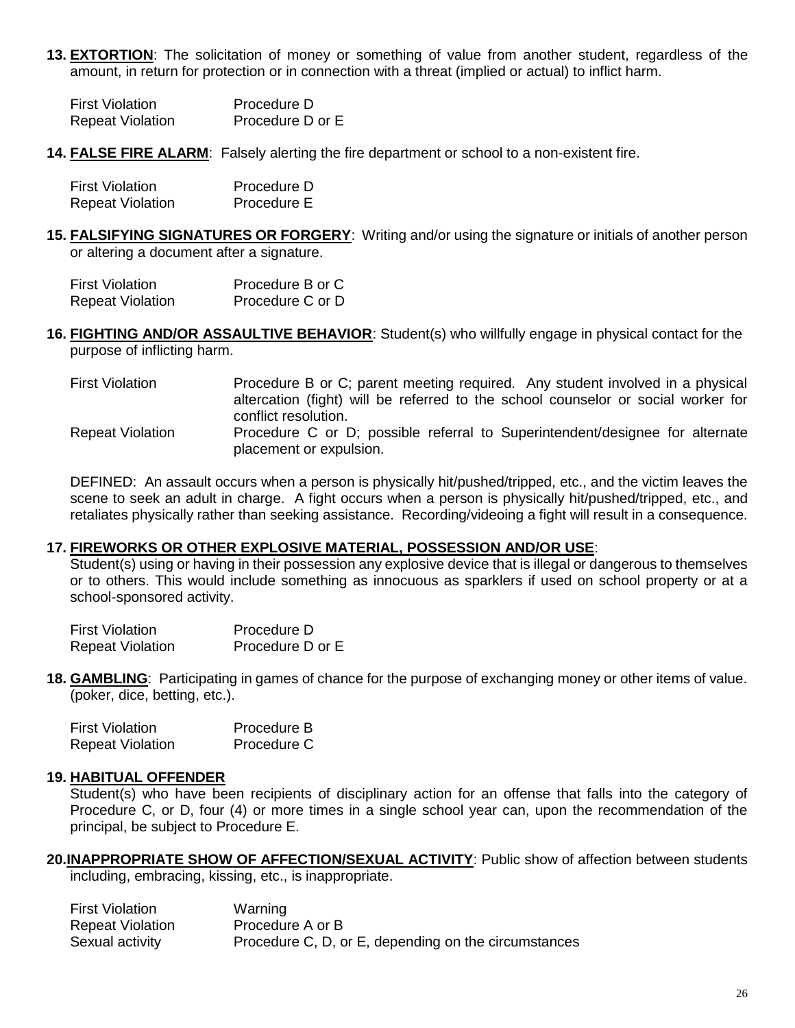**13. EXTORTION**: The solicitation of money or something of value from another student, regardless of the amount, in return for protection or in connection with a threat (implied or actual) to inflict harm.

| First Violation | Procedure D |
|---|---|
| Repeat Violation | Procedure D or E |

**14. FALSE FIRE ALARM**: Falsely alerting the fire department or school to a non-existent fire.

| First Violation | Procedure D |
|---|---|
| Repeat Violation | Procedure E |

**15. FALSIFYING SIGNATURES OR FORGERY**: Writing and/or using the signature or initials of another person or altering a document after a signature.

| First Violation | Procedure B or C |
|---|---|
| Repeat Violation | Procedure C or D |

**16. FIGHTING AND/OR ASSAULTIVE BEHAVIOR**: Student(s) who willfully engage in physical contact for the purpose of inflicting harm.

| First Violation | Procedure B or C; parent meeting required. Any student involved in a physical altercation (fight) will be referred to the school counselor or social worker for conflict resolution. |
|---|---|
| Repeat Violation | Procedure C or D; possible referral to Superintendent/designee for alternate placement or expulsion. |

DEFINED: An assault occurs when a person is physically hit/pushed/tripped, etc., and the victim leaves the scene to seek an adult in charge. A fight occurs when a person is physically hit/pushed/tripped, etc., and retaliates physically rather than seeking assistance. Recording/videoing a fight will result in a consequence.

**17. FIREWORKS OR OTHER EXPLOSIVE MATERIAL, POSSESSION AND/OR USE**:
Student(s) using or having in their possession any explosive device that is illegal or dangerous to themselves or to others. This would include something as innocuous as sparklers if used on school property or at a school-sponsored activity.

| First Violation | Procedure D |
|---|---|
| Repeat Violation | Procedure D or E |

**18. GAMBLING**: Participating in games of chance for the purpose of exchanging money or other items of value. (poker, dice, betting, etc.).

| First Violation | Procedure B |
|---|---|
| Repeat Violation | Procedure C |

**19. HABITUAL OFFENDER**

Student(s) who have been recipients of disciplinary action for an offense that falls into the category of Procedure C, or D, four (4) or more times in a single school year can, upon the recommendation of the principal, be subject to Procedure E.

**20. INAPPROPRIATE SHOW OF AFFECTION/SEXUAL ACTIVITY**: Public show of affection between students including, embracing, kissing, etc., is inappropriate.

| First Violation | Warning |
|---|---|
| Repeat Violation | Procedure A or B |
| Sexual activity | Procedure C, D, or E, depending on the circumstances |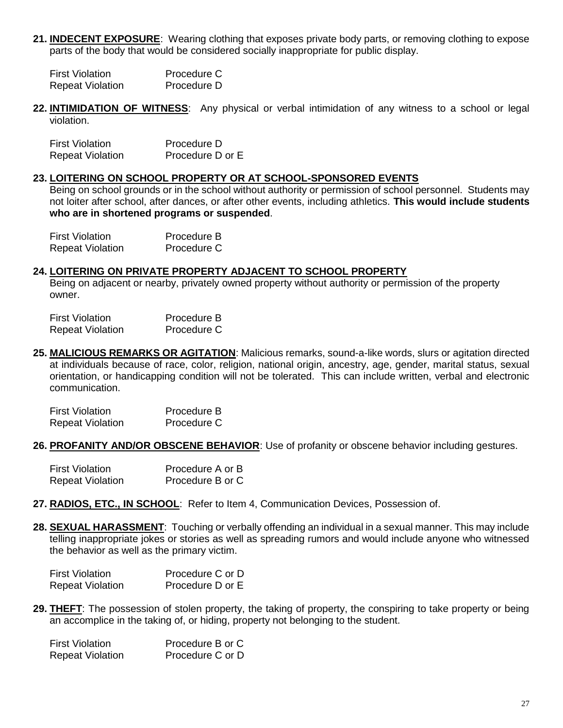**21. INDECENT EXPOSURE**: Wearing clothing that exposes private body parts, or removing clothing to expose parts of the body that would be considered socially inappropriate for public display.

| | |
|---|---|
| First Violation | Procedure C |
| Repeat Violation | Procedure D |

**22. INTIMIDATION OF WITNESS**: Any physical or verbal intimidation of any witness to a school or legal violation.

| | |
|---|---|
| First Violation | Procedure D |
| Repeat Violation | Procedure D or E |

**23. LOITERING ON SCHOOL PROPERTY OR AT SCHOOL-SPONSORED EVENTS**

Being on school grounds or in the school without authority or permission of school personnel. Students may not loiter after school, after dances, or after other events, including athletics. **This would include students who are in shortened programs or suspended**.

| | |
|---|---|
| First Violation | Procedure B |
| Repeat Violation | Procedure C |

**24. LOITERING ON PRIVATE PROPERTY ADJACENT TO SCHOOL PROPERTY**

Being on adjacent or nearby, privately owned property without authority or permission of the property owner.

| | |
|---|---|
| First Violation | Procedure B |
| Repeat Violation | Procedure C |

**25. MALICIOUS REMARKS OR AGITATION**: Malicious remarks, sound-a-like words, slurs or agitation directed at individuals because of race, color, religion, national origin, ancestry, age, gender, marital status, sexual orientation, or handicapping condition will not be tolerated. This can include written, verbal and electronic communication.

| | |
|---|---|
| First Violation | Procedure B |
| Repeat Violation | Procedure C |

**26. PROFANITY AND/OR OBSCENE BEHAVIOR**: Use of profanity or obscene behavior including gestures.

| | |
|---|---|
| First Violation | Procedure A or B |
| Repeat Violation | Procedure B or C |

**27. RADIOS, ETC., IN SCHOOL**: Refer to Item 4, Communication Devices, Possession of.

**28. SEXUAL HARASSMENT**: Touching or verbally offending an individual in a sexual manner. This may include telling inappropriate jokes or stories as well as spreading rumors and would include anyone who witnessed the behavior as well as the primary victim.

| | |
|---|---|
| First Violation | Procedure C or D |
| Repeat Violation | Procedure D or E |

**29. THEFT**: The possession of stolen property, the taking of property, the conspiring to take property or being an accomplice in the taking of, or hiding, property not belonging to the student.

| | |
|---|---|
| First Violation | Procedure B or C |
| Repeat Violation | Procedure C or D |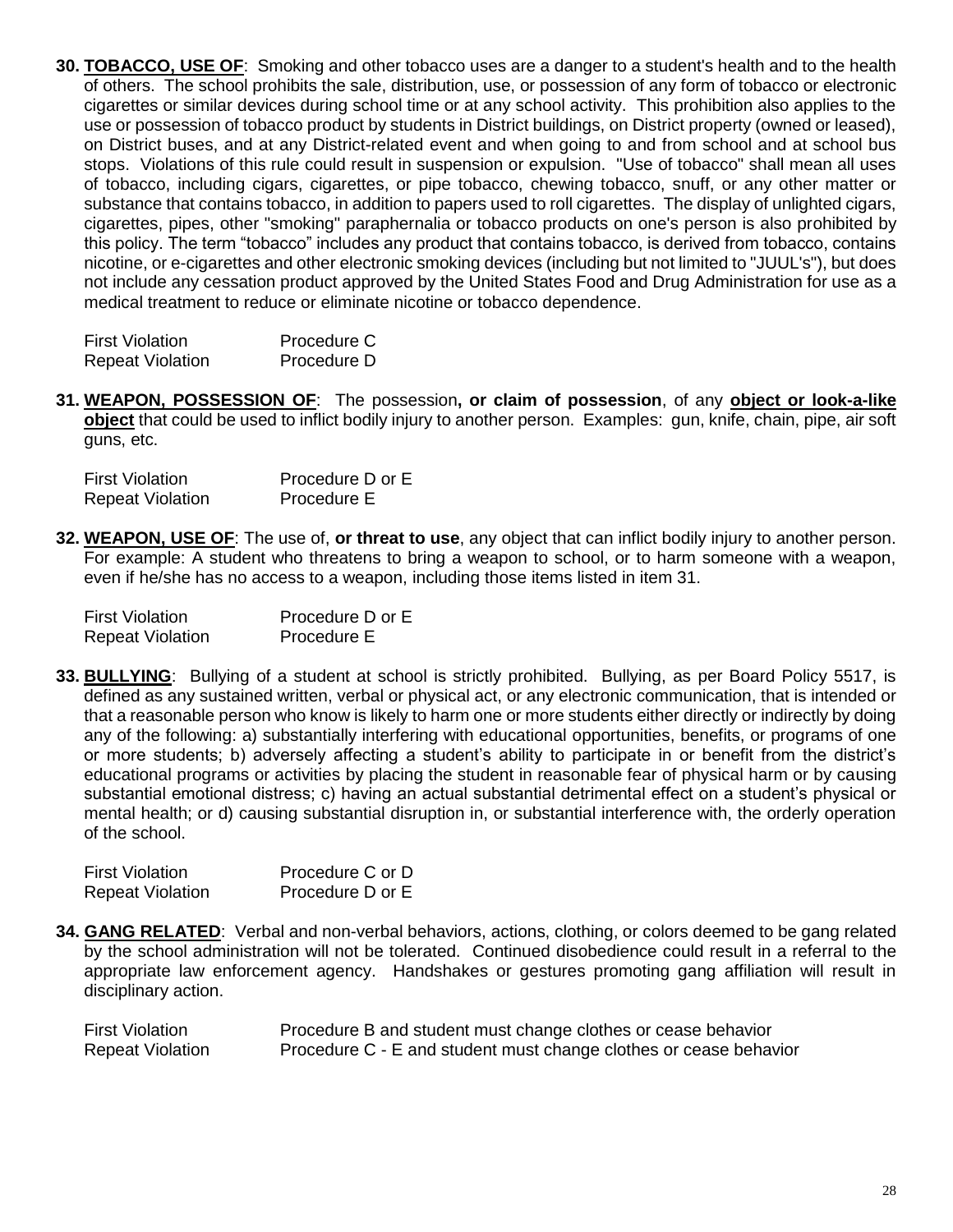**30. <u>TOBACCO, USE OF</u>**: Smoking and other tobacco uses are a danger to a student's health and to the health of others. The school prohibits the sale, distribution, use, or possession of any form of tobacco or electronic cigarettes or similar devices during school time or at any school activity. This prohibition also applies to the use or possession of tobacco product by students in District buildings, on District property (owned or leased), on District buses, and at any District-related event and when going to and from school and at school bus stops. Violations of this rule could result in suspension or expulsion. "Use of tobacco" shall mean all uses of tobacco, including cigars, cigarettes, or pipe tobacco, chewing tobacco, snuff, or any other matter or substance that contains tobacco, in addition to papers used to roll cigarettes. The display of unlighted cigars, cigarettes, pipes, other "smoking" paraphernalia or tobacco products on one's person is also prohibited by this policy. The term "tobacco" includes any product that contains tobacco, is derived from tobacco, contains nicotine, or e-cigarettes and other electronic smoking devices (including but not limited to "JUUL's"), but does not include any cessation product approved by the United States Food and Drug Administration for use as a medical treatment to reduce or eliminate nicotine or tobacco dependence.

| | |
|---|---|
| First Violation | Procedure C |
| Repeat Violation | Procedure D |

**31. <u>WEAPON, POSSESSION OF</u>**: The possession**, or claim of possession**, of any **<u>object or look-a-like object</u>** that could be used to inflict bodily injury to another person. Examples: gun, knife, chain, pipe, air soft guns, etc.

| | |
|---|---|
| First Violation | Procedure D or E |
| Repeat Violation | Procedure E |

**32. <u>WEAPON, USE OF</u>**: The use of, **or threat to use**, any object that can inflict bodily injury to another person. For example: A student who threatens to bring a weapon to school, or to harm someone with a weapon, even if he/she has no access to a weapon, including those items listed in item 31.

| | |
|---|---|
| First Violation | Procedure D or E |
| Repeat Violation | Procedure E |

**33. <u>BULLYING</u>**: Bullying of a student at school is strictly prohibited. Bullying, as per Board Policy 5517, is defined as any sustained written, verbal or physical act, or any electronic communication, that is intended or that a reasonable person who know is likely to harm one or more students either directly or indirectly by doing any of the following: a) substantially interfering with educational opportunities, benefits, or programs of one or more students; b) adversely affecting a student's ability to participate in or benefit from the district's educational programs or activities by placing the student in reasonable fear of physical harm or by causing substantial emotional distress; c) having an actual substantial detrimental effect on a student's physical or mental health; or d) causing substantial disruption in, or substantial interference with, the orderly operation of the school.

| | |
|---|---|
| First Violation | Procedure C or D |
| Repeat Violation | Procedure D or E |

**34. <u>GANG RELATED</u>**: Verbal and non-verbal behaviors, actions, clothing, or colors deemed to be gang related by the school administration will not be tolerated. Continued disobedience could result in a referral to the appropriate law enforcement agency. Handshakes or gestures promoting gang affiliation will result in disciplinary action.

| | |
|---|---|
| First Violation | Procedure B and student must change clothes or cease behavior |
| Repeat Violation | Procedure C - E and student must change clothes or cease behavior |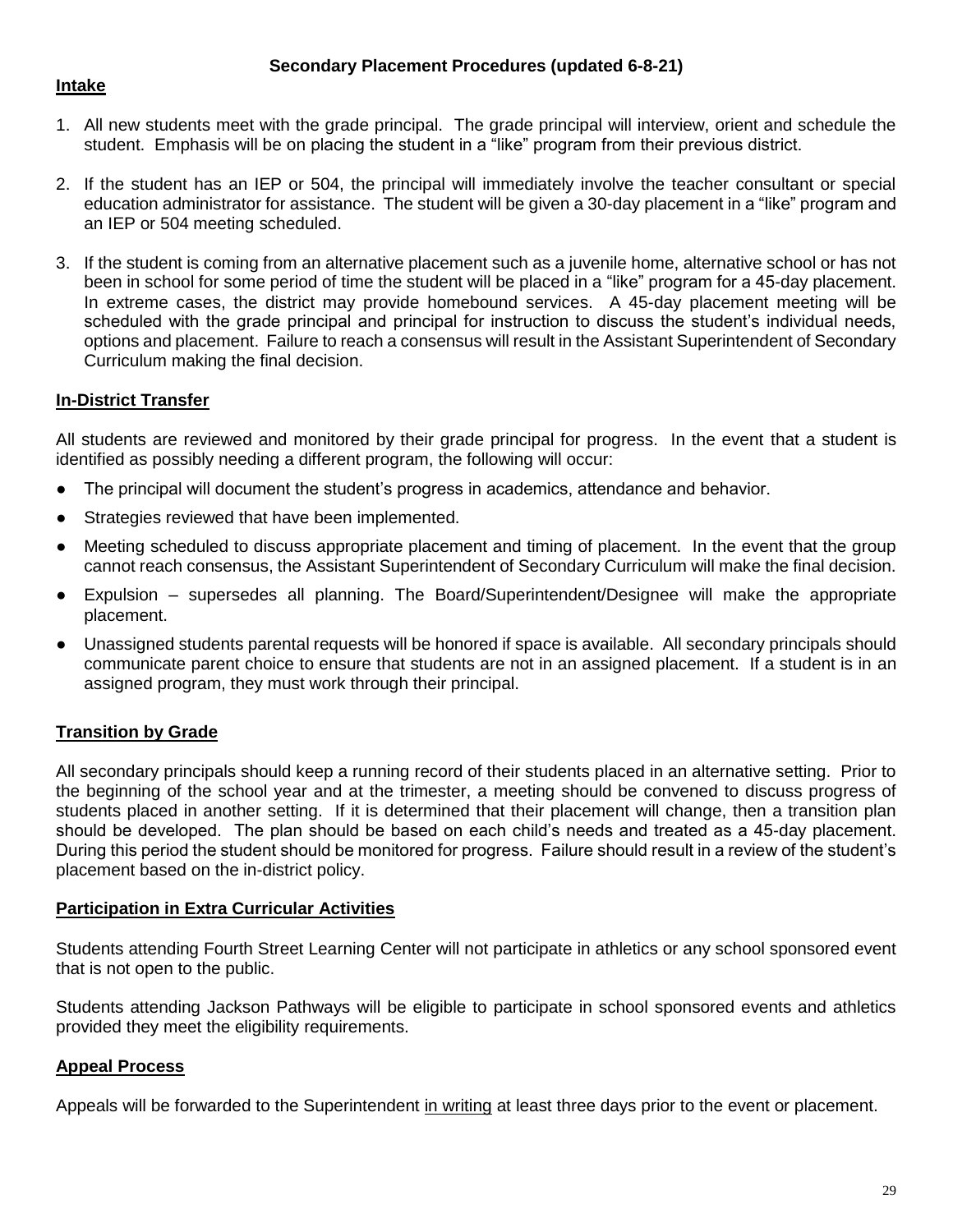## Secondary Placement Procedures (updated 6-8-21)

**Intake**

1. All new students meet with the grade principal. The grade principal will interview, orient and schedule the student. Emphasis will be on placing the student in a "like" program from their previous district.

2. If the student has an IEP or 504, the principal will immediately involve the teacher consultant or special education administrator for assistance. The student will be given a 30-day placement in a "like" program and an IEP or 504 meeting scheduled.

3. If the student is coming from an alternative placement such as a juvenile home, alternative school or has not been in school for some period of time the student will be placed in a "like" program for a 45-day placement. In extreme cases, the district may provide homebound services. A 45-day placement meeting will be scheduled with the grade principal and principal for instruction to discuss the student's individual needs, options and placement. Failure to reach a consensus will result in the Assistant Superintendent of Secondary Curriculum making the final decision.

**In-District Transfer**

All students are reviewed and monitored by their grade principal for progress. In the event that a student is identified as possibly needing a different program, the following will occur:

- The principal will document the student's progress in academics, attendance and behavior.
- Strategies reviewed that have been implemented.
- Meeting scheduled to discuss appropriate placement and timing of placement. In the event that the group cannot reach consensus, the Assistant Superintendent of Secondary Curriculum will make the final decision.
- Expulsion – supersedes all planning. The Board/Superintendent/Designee will make the appropriate placement.
- Unassigned students parental requests will be honored if space is available. All secondary principals should communicate parent choice to ensure that students are not in an assigned placement. If a student is in an assigned program, they must work through their principal.

**Transition by Grade**

All secondary principals should keep a running record of their students placed in an alternative setting. Prior to the beginning of the school year and at the trimester, a meeting should be convened to discuss progress of students placed in another setting. If it is determined that their placement will change, then a transition plan should be developed. The plan should be based on each child's needs and treated as a 45-day placement. During this period the student should be monitored for progress. Failure should result in a review of the student's placement based on the in-district policy.

**Participation in Extra Curricular Activities**

Students attending Fourth Street Learning Center will not participate in athletics or any school sponsored event that is not open to the public.

Students attending Jackson Pathways will be eligible to participate in school sponsored events and athletics provided they meet the eligibility requirements.

**Appeal Process**

Appeals will be forwarded to the Superintendent in writing at least three days prior to the event or placement.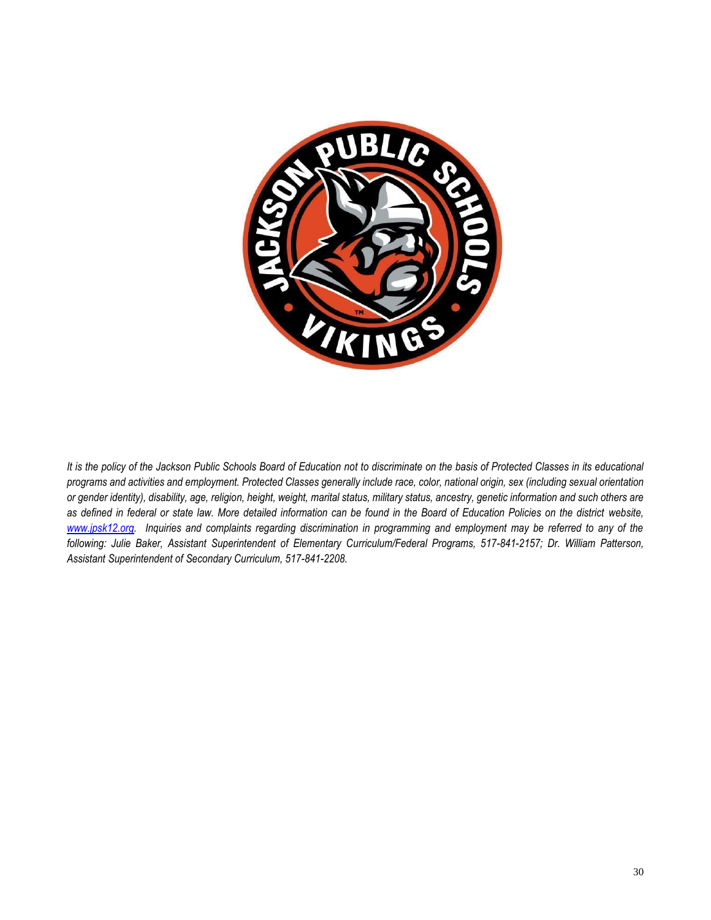*It is the policy of the Jackson Public Schools Board of Education not to discriminate on the basis of Protected Classes in its educational programs and activities and employment. Protected Classes generally include race, color, national origin, sex (including sexual orientation or gender identity), disability, age, religion, height, weight, marital status, military status, ancestry, genetic information and such others are as defined in federal or state law. More detailed information can be found in the Board of Education Policies on the district website, [www.jpsk12.org](http://www.jpsk12.org). Inquiries and complaints regarding discrimination in programming and employment may be referred to any of the following: Julie Baker, Assistant Superintendent of Elementary Curriculum/Federal Programs, 517-841-2157; Dr. William Patterson, Assistant Superintendent of Secondary Curriculum, 517-841-2208.*